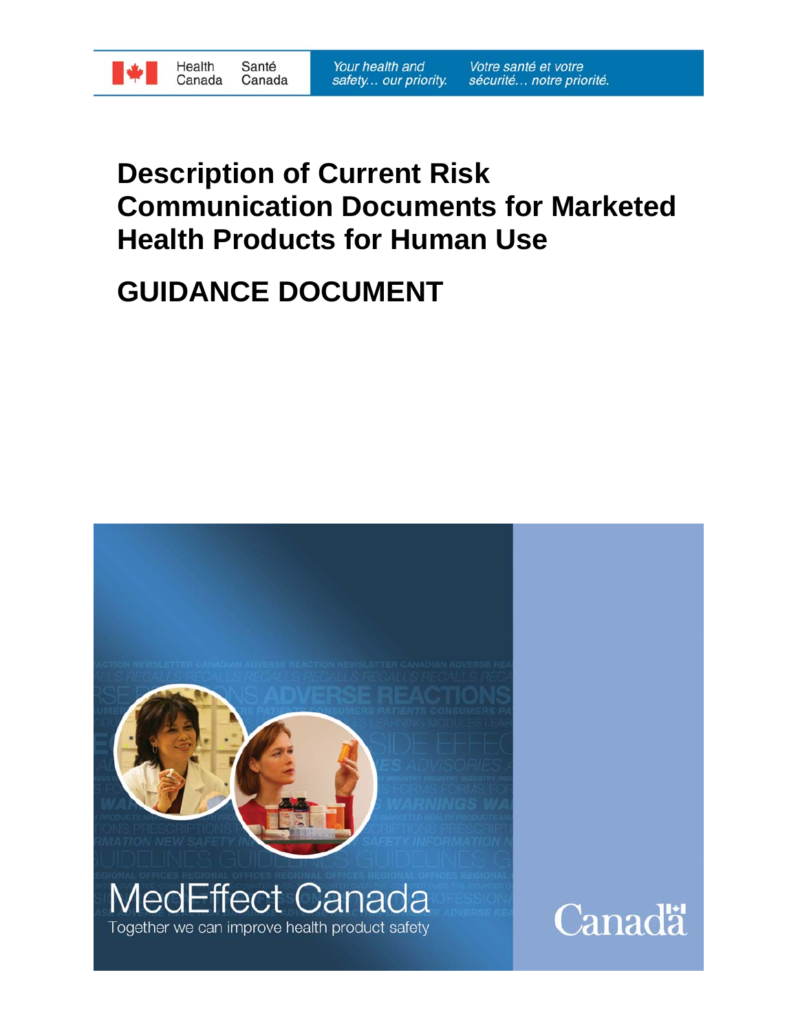Health Canada | Santé Canada

*Your health and safety… our priority.* | *Votre santé et votre sécurité… notre priorité.*

# Description of Current Risk Communication Documents for Marketed Health Products for Human Use

# GUIDANCE DOCUMENT

MedEffect Canada

Together we can improve health product safety

Canada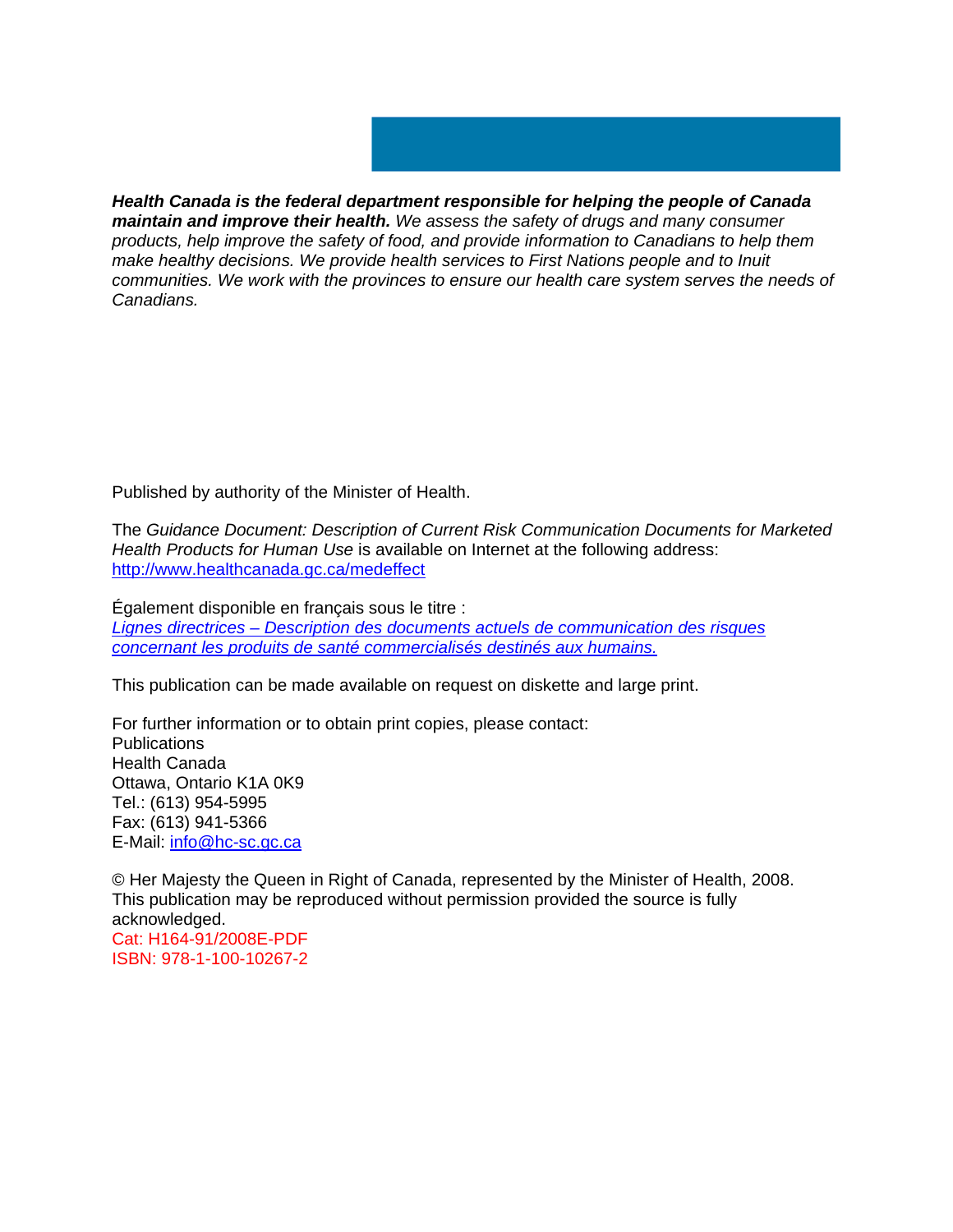***Health Canada is the federal department responsible for helping the people of Canada maintain and improve their health.*** *We assess the safety of drugs and many consumer products, help improve the safety of food, and provide information to Canadians to help them make healthy decisions. We provide health services to First Nations people and to Inuit communities. We work with the provinces to ensure our health care system serves the needs of Canadians.*

Published by authority of the Minister of Health.

The *Guidance Document: Description of Current Risk Communication Documents for Marketed Health Products for Human Use* is available on Internet at the following address: http://www.healthcanada.gc.ca/medeffect

Également disponible en français sous le titre :
*Lignes directrices – Description des documents actuels de communication des risques concernant les produits de santé commercialisés destinés aux humains.*

This publication can be made available on request on diskette and large print.

For further information or to obtain print copies, please contact:
Publications
Health Canada
Ottawa, Ontario K1A 0K9
Tel.: (613) 954-5995
Fax: (613) 941-5366
E-Mail: info@hc-sc.gc.ca

© Her Majesty the Queen in Right of Canada, represented by the Minister of Health, 2008.
This publication may be reproduced without permission provided the source is fully acknowledged.
Cat: H164-91/2008E-PDF
ISBN: 978-1-100-10267-2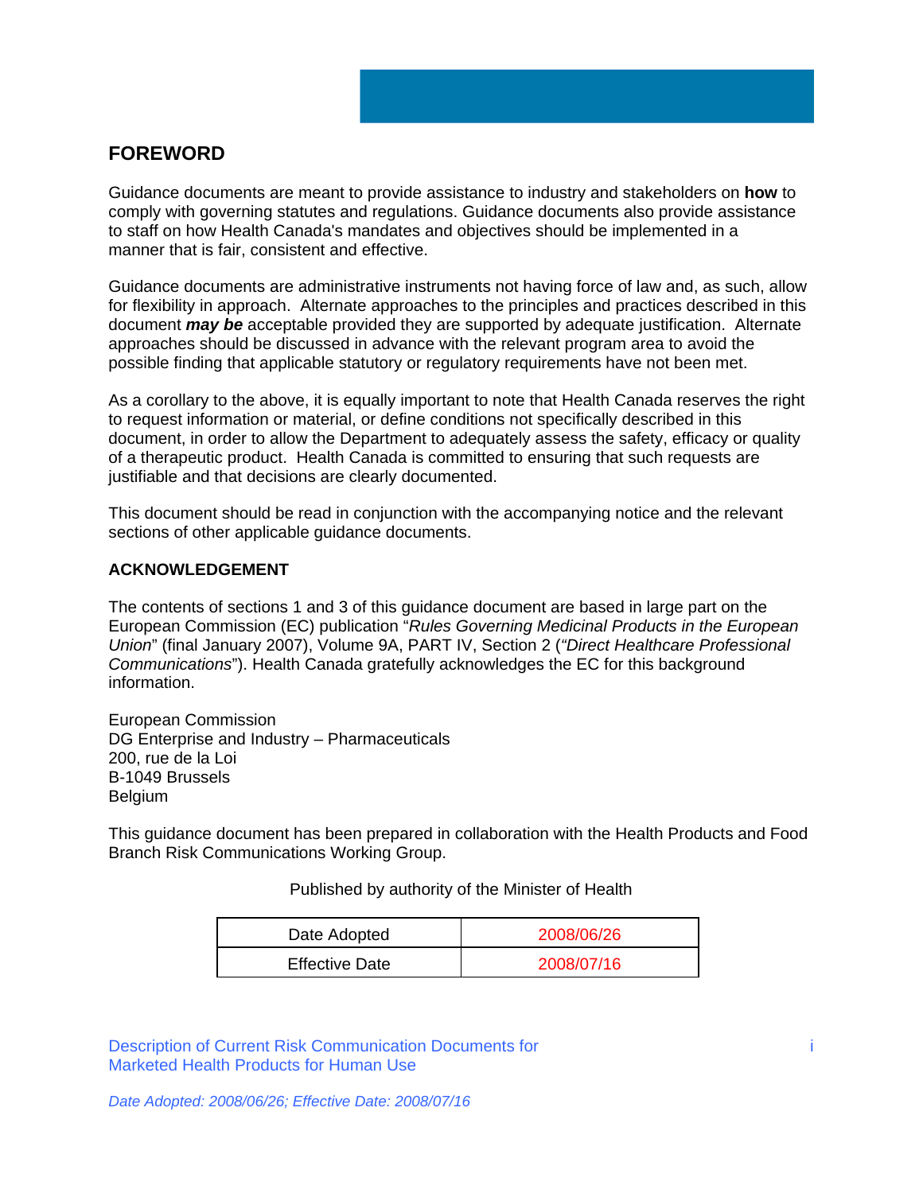## FOREWORD

Guidance documents are meant to provide assistance to industry and stakeholders on **how** to comply with governing statutes and regulations. Guidance documents also provide assistance to staff on how Health Canada's mandates and objectives should be implemented in a manner that is fair, consistent and effective.

Guidance documents are administrative instruments not having force of law and, as such, allow for flexibility in approach. Alternate approaches to the principles and practices described in this document ***may be*** acceptable provided they are supported by adequate justification. Alternate approaches should be discussed in advance with the relevant program area to avoid the possible finding that applicable statutory or regulatory requirements have not been met.

As a corollary to the above, it is equally important to note that Health Canada reserves the right to request information or material, or define conditions not specifically described in this document, in order to allow the Department to adequately assess the safety, efficacy or quality of a therapeutic product. Health Canada is committed to ensuring that such requests are justifiable and that decisions are clearly documented.

This document should be read in conjunction with the accompanying notice and the relevant sections of other applicable guidance documents.

### ACKNOWLEDGEMENT

The contents of sections 1 and 3 of this guidance document are based in large part on the European Commission (EC) publication "*Rules Governing Medicinal Products in the European Union*" (final January 2007), Volume 9A, PART IV, Section 2 (*"Direct Healthcare Professional Communications*"). Health Canada gratefully acknowledges the EC for this background information.

European Commission
DG Enterprise and Industry – Pharmaceuticals
200, rue de la Loi
B-1049 Brussels
Belgium

This guidance document has been prepared in collaboration with the Health Products and Food Branch Risk Communications Working Group.

Published by authority of the Minister of Health

| Date Adopted | 2008/06/26 |
|---|---|
| Effective Date | 2008/07/16 |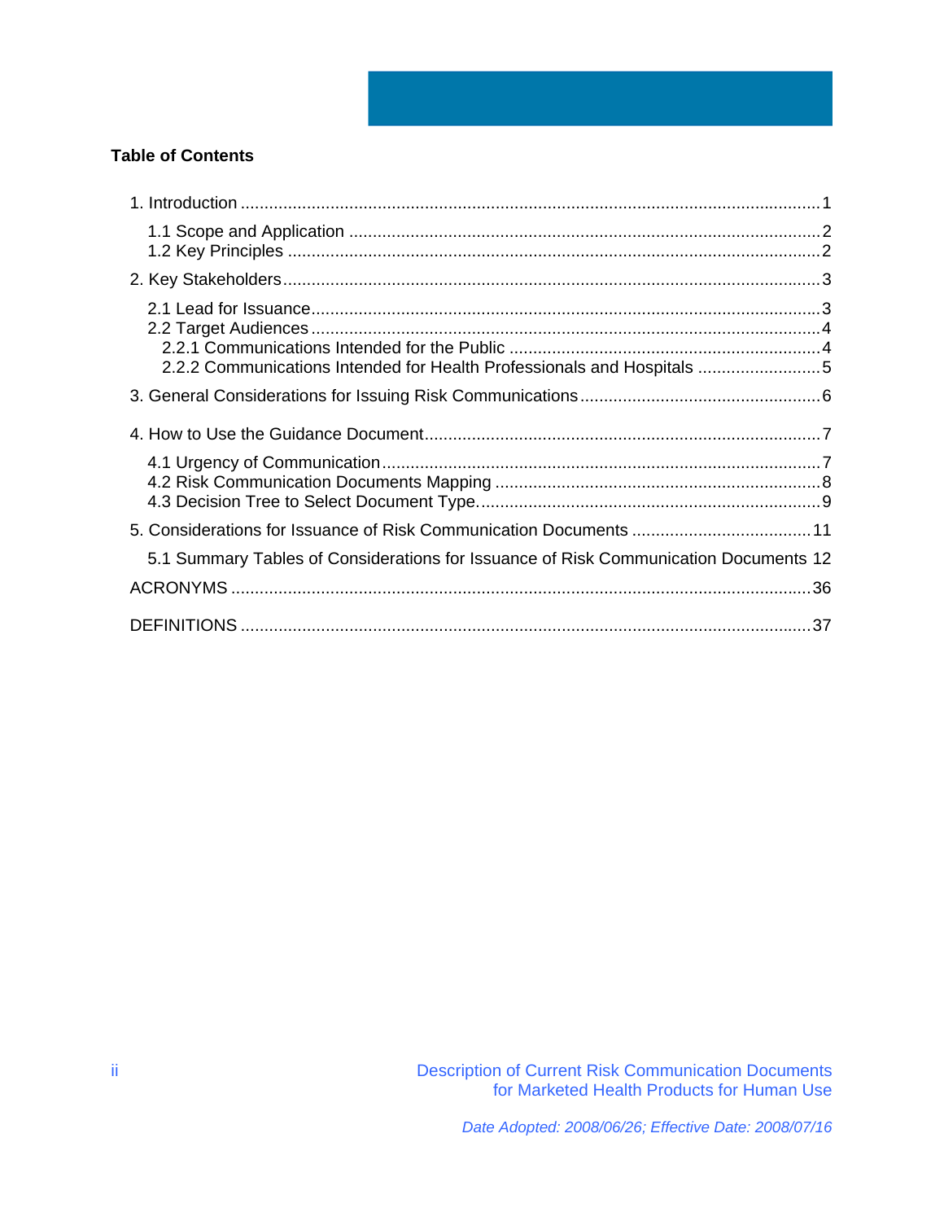**Table of Contents**

1. Introduction ..........1
   - 1.1 Scope and Application ..........2
   - 1.2 Key Principles ..........2
2. Key Stakeholders ..........3
   - 2.1 Lead for Issuance ..........3
   - 2.2 Target Audiences ..........4
     - 2.2.1 Communications Intended for the Public ..........4
     - 2.2.2 Communications Intended for Health Professionals and Hospitals ..........5
3. General Considerations for Issuing Risk Communications ..........6
4. How to Use the Guidance Document ..........7
   - 4.1 Urgency of Communication ..........7
   - 4.2 Risk Communication Documents Mapping ..........8
   - 4.3 Decision Tree to Select Document Type. ..........9
5. Considerations for Issuance of Risk Communication Documents ..........11
   - 5.1 Summary Tables of Considerations for Issuance of Risk Communication Documents 12

ACRONYMS ..........36

DEFINITIONS ..........37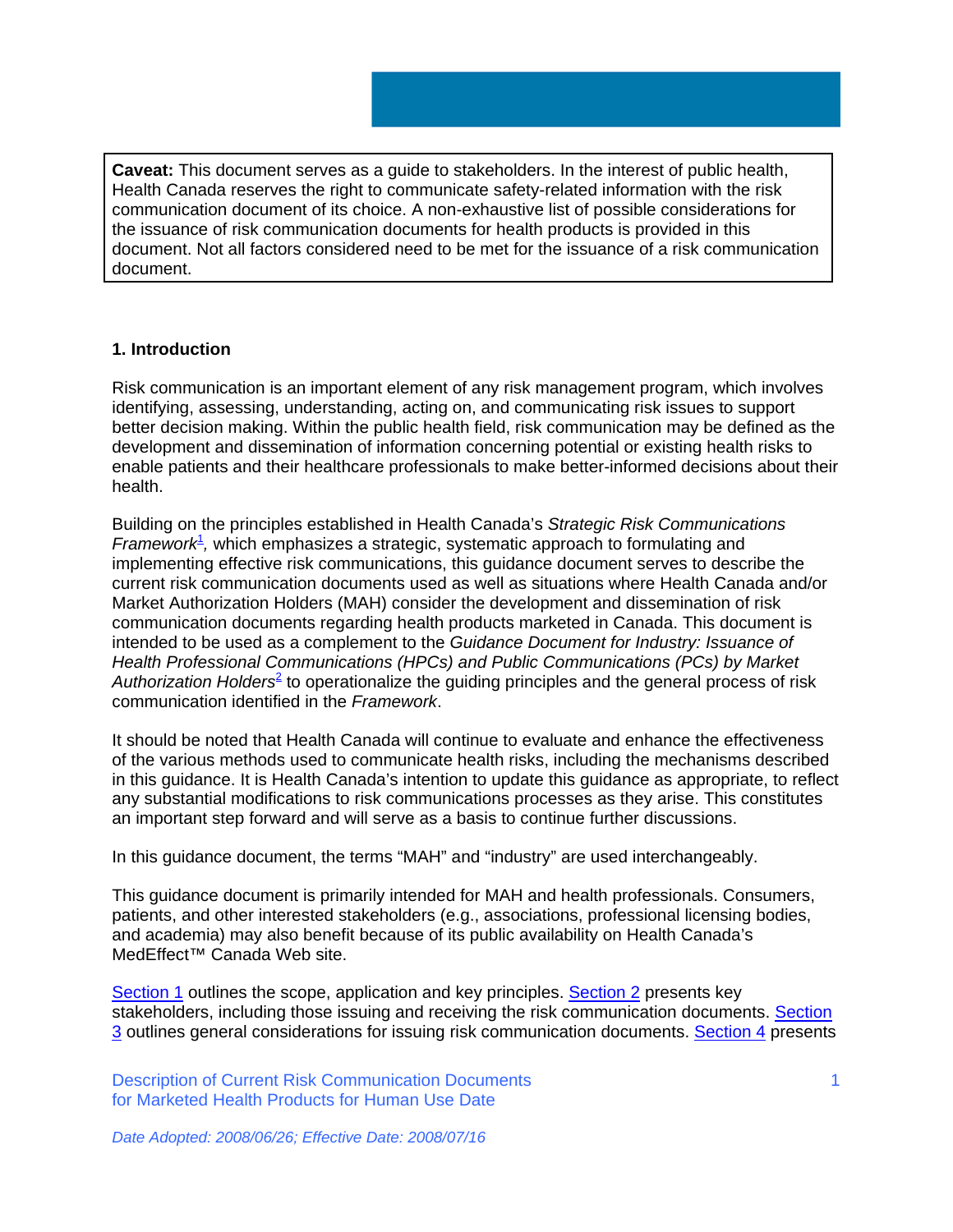**Caveat:** This document serves as a guide to stakeholders. In the interest of public health, Health Canada reserves the right to communicate safety-related information with the risk communication document of its choice. A non-exhaustive list of possible considerations for the issuance of risk communication documents for health products is provided in this document. Not all factors considered need to be met for the issuance of a risk communication document.

## 1. Introduction

Risk communication is an important element of any risk management program, which involves identifying, assessing, understanding, acting on, and communicating risk issues to support better decision making. Within the public health field, risk communication may be defined as the development and dissemination of information concerning potential or existing health risks to enable patients and their healthcare professionals to make better-informed decisions about their health.

Building on the principles established in Health Canada's *Strategic Risk Communications Framework*[1], which emphasizes a strategic, systematic approach to formulating and implementing effective risk communications, this guidance document serves to describe the current risk communication documents used as well as situations where Health Canada and/or Market Authorization Holders (MAH) consider the development and dissemination of risk communication documents regarding health products marketed in Canada. This document is intended to be used as a complement to the *Guidance Document for Industry: Issuance of Health Professional Communications (HPCs) and Public Communications (PCs) by Market Authorization Holders*[2] to operationalize the guiding principles and the general process of risk communication identified in the *Framework*.

It should be noted that Health Canada will continue to evaluate and enhance the effectiveness of the various methods used to communicate health risks, including the mechanisms described in this guidance. It is Health Canada's intention to update this guidance as appropriate, to reflect any substantial modifications to risk communications processes as they arise. This constitutes an important step forward and will serve as a basis to continue further discussions.

In this guidance document, the terms "MAH" and "industry" are used interchangeably.

This guidance document is primarily intended for MAH and health professionals. Consumers, patients, and other interested stakeholders (e.g., associations, professional licensing bodies, and academia) may also benefit because of its public availability on Health Canada's MedEffect™ Canada Web site.

Section 1 outlines the scope, application and key principles. Section 2 presents key stakeholders, including those issuing and receiving the risk communication documents. Section 3 outlines general considerations for issuing risk communication documents. Section 4 presents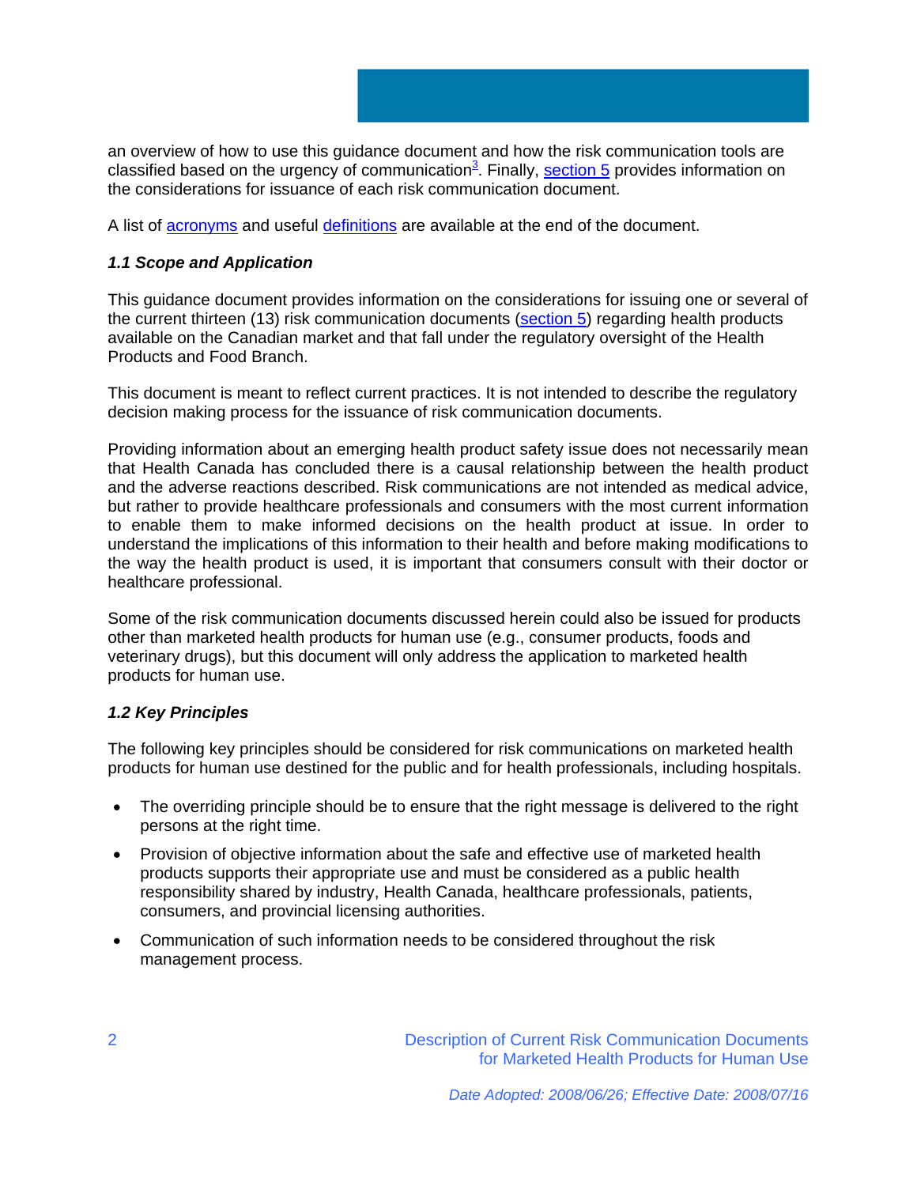an overview of how to use this guidance document and how the risk communication tools are classified based on the urgency of communication[3]. Finally, section 5 provides information on the considerations for issuance of each risk communication document.

A list of acronyms and useful definitions are available at the end of the document.

### *1.1 Scope and Application*

This guidance document provides information on the considerations for issuing one or several of the current thirteen (13) risk communication documents (section 5) regarding health products available on the Canadian market and that fall under the regulatory oversight of the Health Products and Food Branch.

This document is meant to reflect current practices. It is not intended to describe the regulatory decision making process for the issuance of risk communication documents.

Providing information about an emerging health product safety issue does not necessarily mean that Health Canada has concluded there is a causal relationship between the health product and the adverse reactions described. Risk communications are not intended as medical advice, but rather to provide healthcare professionals and consumers with the most current information to enable them to make informed decisions on the health product at issue. In order to understand the implications of this information to their health and before making modifications to the way the health product is used, it is important that consumers consult with their doctor or healthcare professional.

Some of the risk communication documents discussed herein could also be issued for products other than marketed health products for human use (e.g., consumer products, foods and veterinary drugs), but this document will only address the application to marketed health products for human use.

### *1.2 Key Principles*

The following key principles should be considered for risk communications on marketed health products for human use destined for the public and for health professionals, including hospitals.

- The overriding principle should be to ensure that the right message is delivered to the right persons at the right time.
- Provision of objective information about the safe and effective use of marketed health products supports their appropriate use and must be considered as a public health responsibility shared by industry, Health Canada, healthcare professionals, patients, consumers, and provincial licensing authorities.
- Communication of such information needs to be considered throughout the risk management process.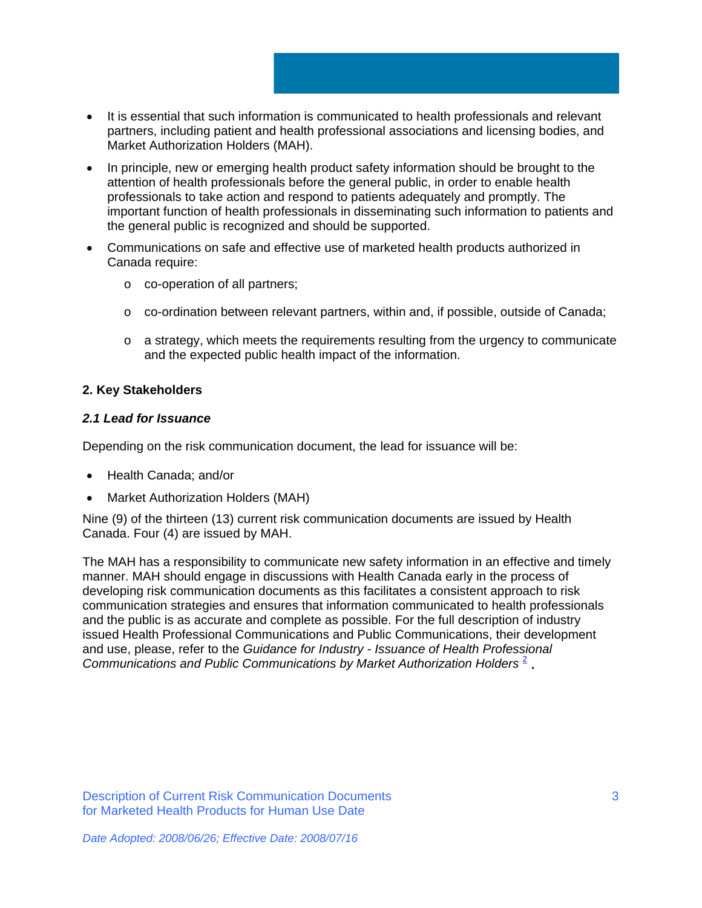- It is essential that such information is communicated to health professionals and relevant partners, including patient and health professional associations and licensing bodies, and Market Authorization Holders (MAH).
- In principle, new or emerging health product safety information should be brought to the attention of health professionals before the general public, in order to enable health professionals to take action and respond to patients adequately and promptly. The important function of health professionals in disseminating such information to patients and the general public is recognized and should be supported.
- Communications on safe and effective use of marketed health products authorized in Canada require:
  - co-operation of all partners;
  - co-ordination between relevant partners, within and, if possible, outside of Canada;
  - a strategy, which meets the requirements resulting from the urgency to communicate and the expected public health impact of the information.

## 2. Key Stakeholders

### *2.1 Lead for Issuance*

Depending on the risk communication document, the lead for issuance will be:

- Health Canada; and/or
- Market Authorization Holders (MAH)

Nine (9) of the thirteen (13) current risk communication documents are issued by Health Canada. Four (4) are issued by MAH.

The MAH has a responsibility to communicate new safety information in an effective and timely manner. MAH should engage in discussions with Health Canada early in the process of developing risk communication documents as this facilitates a consistent approach to risk communication strategies and ensures that information communicated to health professionals and the public is as accurate and complete as possible. For the full description of industry issued Health Professional Communications and Public Communications, their development and use, please, refer to the *Guidance for Industry - Issuance of Health Professional Communications and Public Communications by Market Authorization Holders* [2] .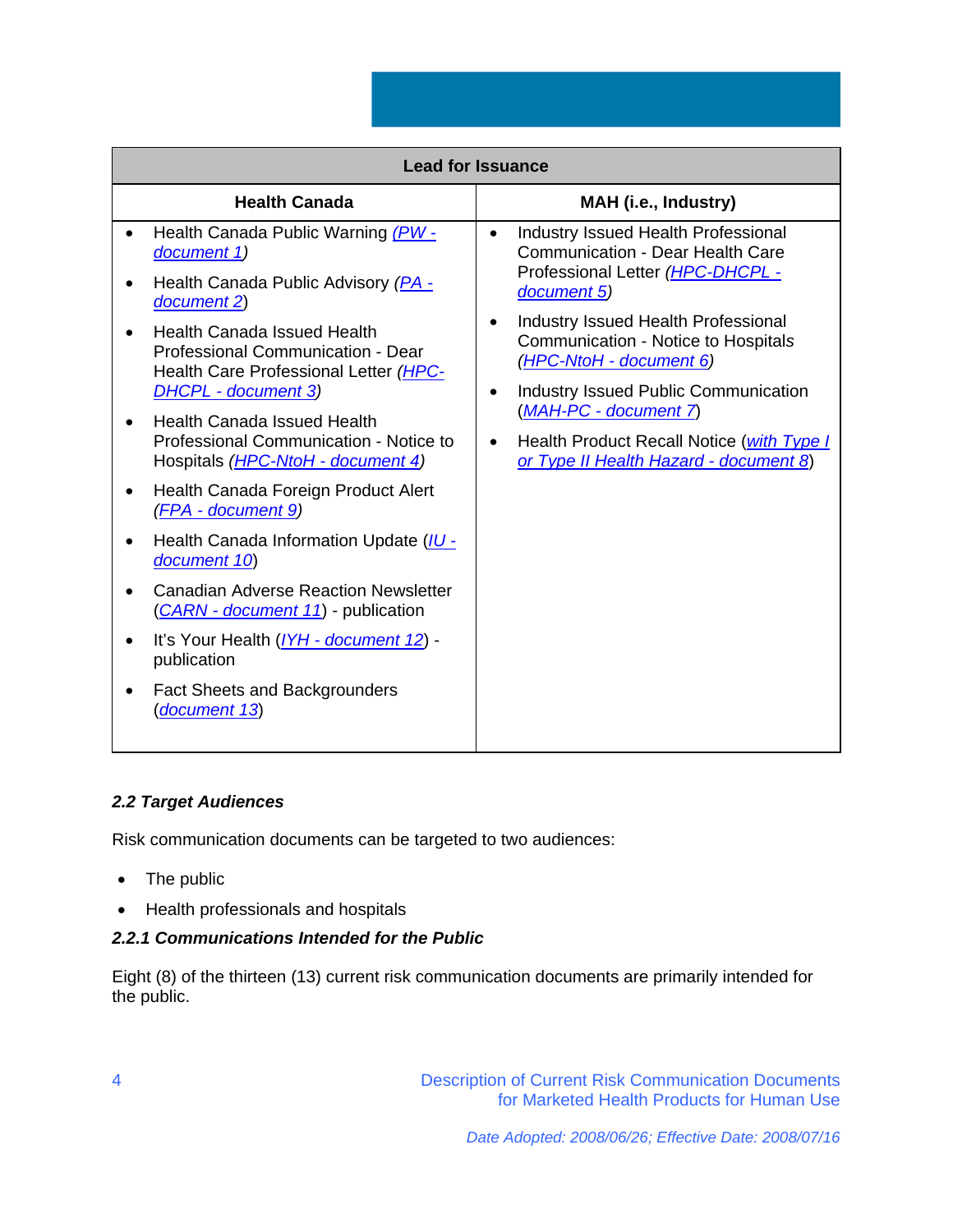| Lead for Issuance | |
|---|---|
| **Health Canada** | **MAH (i.e., Industry)** |
| • Health Canada Public Warning *(PW - document 1)*<br>• Health Canada Public Advisory *(PA - document 2)*<br>• Health Canada Issued Health Professional Communication - Dear Health Care Professional Letter *(HPC-DHCPL - document 3)*<br>• Health Canada Issued Health Professional Communication - Notice to Hospitals *(HPC-NtoH - document 4)*<br>• Health Canada Foreign Product Alert *(FPA - document 9)*<br>• Health Canada Information Update (*IU - document 10*)<br>• Canadian Adverse Reaction Newsletter (*CARN - document 11*) - publication<br>• It's Your Health (*IYH - document 12*) - publication<br>• Fact Sheets and Backgrounders (*document 13*) | • Industry Issued Health Professional Communication - Dear Health Care Professional Letter *(HPC-DHCPL - document 5)*<br>• Industry Issued Health Professional Communication - Notice to Hospitals *(HPC-NtoH - document 6)*<br>• Industry Issued Public Communication (*MAH-PC - document 7*)<br>• Health Product Recall Notice (*with Type I or Type II Health Hazard - document 8*) |

### *2.2 Target Audiences*

Risk communication documents can be targeted to two audiences:

- The public
- Health professionals and hospitals

#### *2.2.1 Communications Intended for the Public*

Eight (8) of the thirteen (13) current risk communication documents are primarily intended for the public.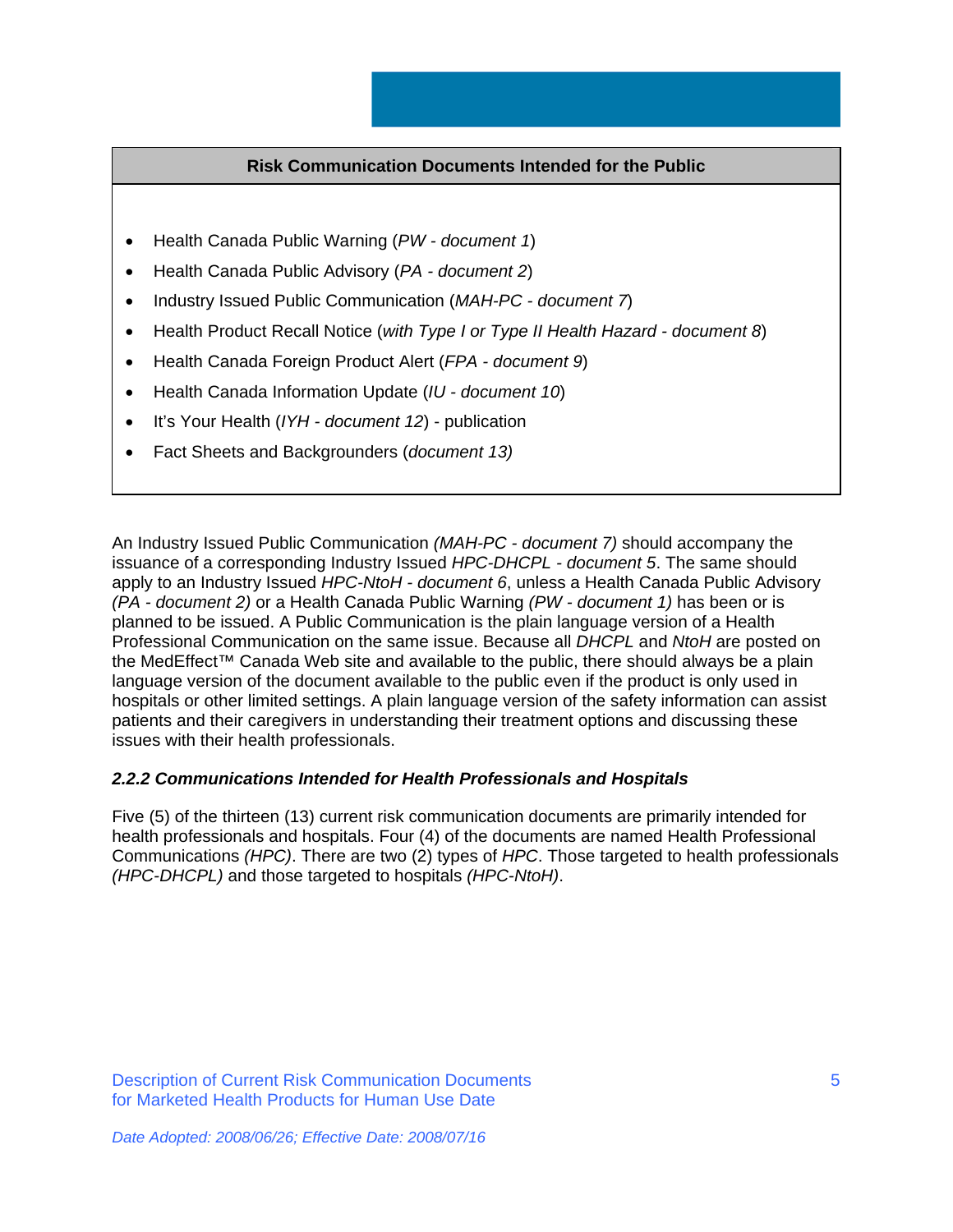| Risk Communication Documents Intended for the Public |
| --- |
| • Health Canada Public Warning (*PW - document 1*)<br>• Health Canada Public Advisory (*PA - document 2*)<br>• Industry Issued Public Communication (*MAH-PC - document 7*)<br>• Health Product Recall Notice (*with Type I or Type II Health Hazard - document 8*)<br>• Health Canada Foreign Product Alert (*FPA - document 9*)<br>• Health Canada Information Update (*IU - document 10*)<br>• It's Your Health (*IYH - document 12*) - publication<br>• Fact Sheets and Backgrounders (*document 13)* |

An Industry Issued Public Communication *(MAH-PC - document 7)* should accompany the issuance of a corresponding Industry Issued *HPC-DHCPL - document 5*. The same should apply to an Industry Issued *HPC-NtoH - document 6*, unless a Health Canada Public Advisory *(PA - document 2)* or a Health Canada Public Warning *(PW - document 1)* has been or is planned to be issued. A Public Communication is the plain language version of a Health Professional Communication on the same issue. Because all *DHCPL* and *NtoH* are posted on the MedEffect™ Canada Web site and available to the public, there should always be a plain language version of the document available to the public even if the product is only used in hospitals or other limited settings. A plain language version of the safety information can assist patients and their caregivers in understanding their treatment options and discussing these issues with their health professionals.

### *2.2.2 Communications Intended for Health Professionals and Hospitals*

Five (5) of the thirteen (13) current risk communication documents are primarily intended for health professionals and hospitals. Four (4) of the documents are named Health Professional Communications *(HPC)*. There are two (2) types of *HPC*. Those targeted to health professionals *(HPC-DHCPL)* and those targeted to hospitals *(HPC-NtoH)*.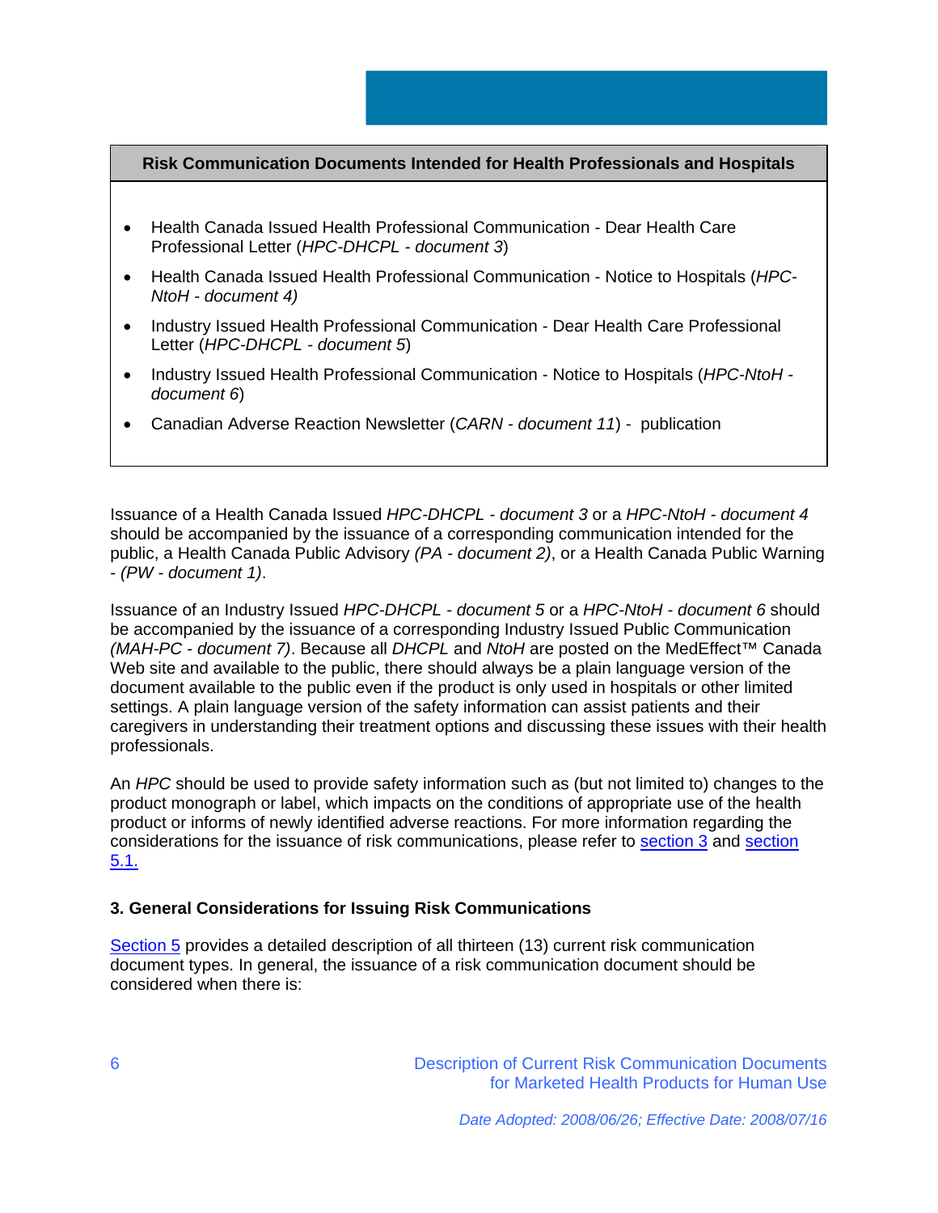| Risk Communication Documents Intended for Health Professionals and Hospitals |
|---|
| • Health Canada Issued Health Professional Communication - Dear Health Care Professional Letter (*HPC-DHCPL - document 3*)<br>• Health Canada Issued Health Professional Communication - Notice to Hospitals (*HPC-NtoH - document 4)*<br>• Industry Issued Health Professional Communication - Dear Health Care Professional Letter (*HPC-DHCPL - document 5*)<br>• Industry Issued Health Professional Communication - Notice to Hospitals (*HPC-NtoH - document 6*)<br>• Canadian Adverse Reaction Newsletter (*CARN - document 11*) - publication |

Issuance of a Health Canada Issued *HPC-DHCPL - document 3* or a *HPC-NtoH - document 4* should be accompanied by the issuance of a corresponding communication intended for the public, a Health Canada Public Advisory *(PA - document 2)*, or a Health Canada Public Warning - *(PW - document 1)*.

Issuance of an Industry Issued *HPC-DHCPL - document 5* or a *HPC-NtoH - document 6* should be accompanied by the issuance of a corresponding Industry Issued Public Communication *(MAH-PC - document 7)*. Because all *DHCPL* and *NtoH* are posted on the MedEffect™ Canada Web site and available to the public, there should always be a plain language version of the document available to the public even if the product is only used in hospitals or other limited settings. A plain language version of the safety information can assist patients and their caregivers in understanding their treatment options and discussing these issues with their health professionals.

An *HPC* should be used to provide safety information such as (but not limited to) changes to the product monograph or label, which impacts on the conditions of appropriate use of the health product or informs of newly identified adverse reactions. For more information regarding the considerations for the issuance of risk communications, please refer to section 3 and section 5.1.

### 3. General Considerations for Issuing Risk Communications

Section 5 provides a detailed description of all thirteen (13) current risk communication document types. In general, the issuance of a risk communication document should be considered when there is: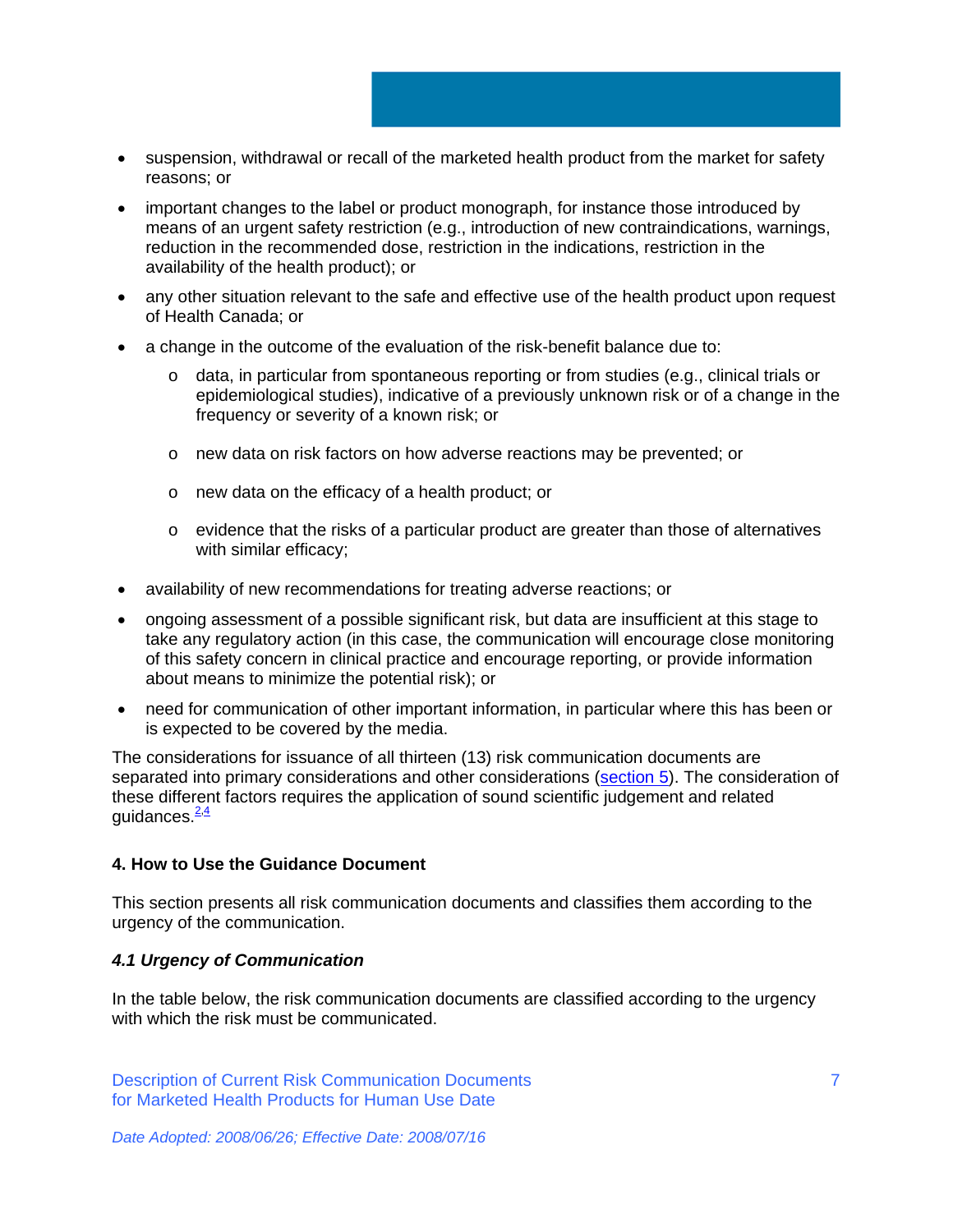- suspension, withdrawal or recall of the marketed health product from the market for safety reasons; or
- important changes to the label or product monograph, for instance those introduced by means of an urgent safety restriction (e.g., introduction of new contraindications, warnings, reduction in the recommended dose, restriction in the indications, restriction in the availability of the health product); or
- any other situation relevant to the safe and effective use of the health product upon request of Health Canada; or
- a change in the outcome of the evaluation of the risk-benefit balance due to:
  - data, in particular from spontaneous reporting or from studies (e.g., clinical trials or epidemiological studies), indicative of a previously unknown risk or of a change in the frequency or severity of a known risk; or
  - new data on risk factors on how adverse reactions may be prevented; or
  - new data on the efficacy of a health product; or
  - evidence that the risks of a particular product are greater than those of alternatives with similar efficacy;
- availability of new recommendations for treating adverse reactions; or
- ongoing assessment of a possible significant risk, but data are insufficient at this stage to take any regulatory action (in this case, the communication will encourage close monitoring of this safety concern in clinical practice and encourage reporting, or provide information about means to minimize the potential risk); or
- need for communication of other important information, in particular where this has been or is expected to be covered by the media.

The considerations for issuance of all thirteen (13) risk communication documents are separated into primary considerations and other considerations (section 5). The consideration of these different factors requires the application of sound scientific judgement and related guidances.[2,4]

### 4. How to Use the Guidance Document

This section presents all risk communication documents and classifies them according to the urgency of the communication.

#### *4.1 Urgency of Communication*

In the table below, the risk communication documents are classified according to the urgency with which the risk must be communicated.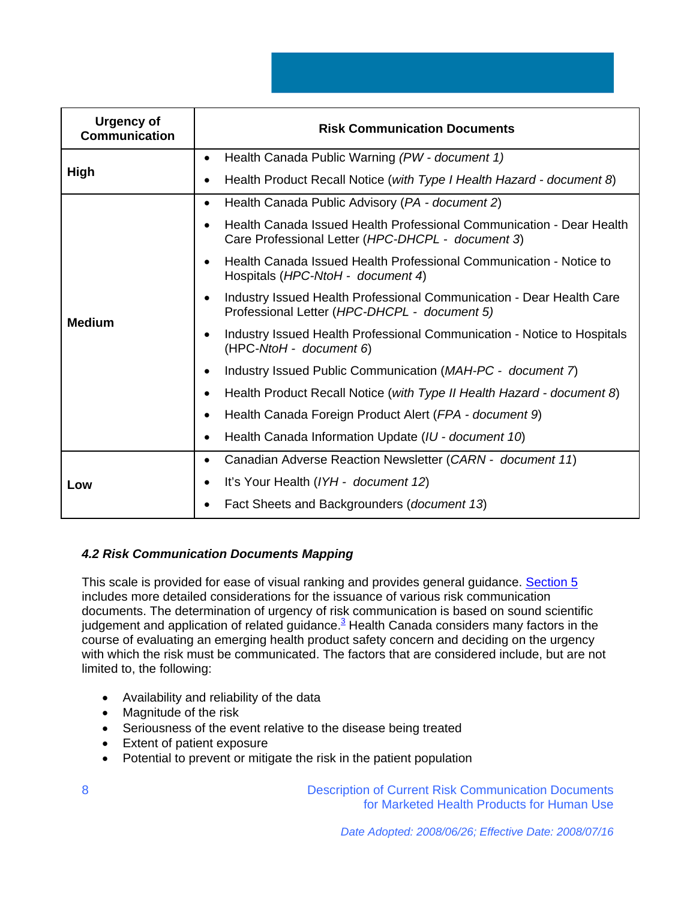| Urgency of Communication | Risk Communication Documents |
|---|---|
| **High** | • Health Canada Public Warning *(PW - document 1)*<br>• Health Product Recall Notice (*with Type I Health Hazard - document 8*) |
| **Medium** | • Health Canada Public Advisory (*PA - document 2*)<br>• Health Canada Issued Health Professional Communication - Dear Health Care Professional Letter (*HPC-DHCPL - document 3*)<br>• Health Canada Issued Health Professional Communication - Notice to Hospitals (*HPC-NtoH - document 4*)<br>• Industry Issued Health Professional Communication - Dear Health Care Professional Letter (*HPC-DHCPL - document 5)*<br>• Industry Issued Health Professional Communication - Notice to Hospitals (HPC-*NtoH - document 6*)<br>• Industry Issued Public Communication (*MAH-PC - document 7*)<br>• Health Product Recall Notice (*with Type II Health Hazard - document 8*)<br>• Health Canada Foreign Product Alert (*FPA - document 9*)<br>• Health Canada Information Update (*IU - document 10*) |
| **Low** | • Canadian Adverse Reaction Newsletter (*CARN - document 11*)<br>• It's Your Health (*IYH - document 12*)<br>• Fact Sheets and Backgrounders (*document 13*) |

### *4.2 Risk Communication Documents Mapping*

This scale is provided for ease of visual ranking and provides general guidance. Section 5 includes more detailed considerations for the issuance of various risk communication documents. The determination of urgency of risk communication is based on sound scientific judgement and application of related guidance.[3] Health Canada considers many factors in the course of evaluating an emerging health product safety concern and deciding on the urgency with which the risk must be communicated. The factors that are considered include, but are not limited to, the following:

- Availability and reliability of the data
- Magnitude of the risk
- Seriousness of the event relative to the disease being treated
- Extent of patient exposure
- Potential to prevent or mitigate the risk in the patient population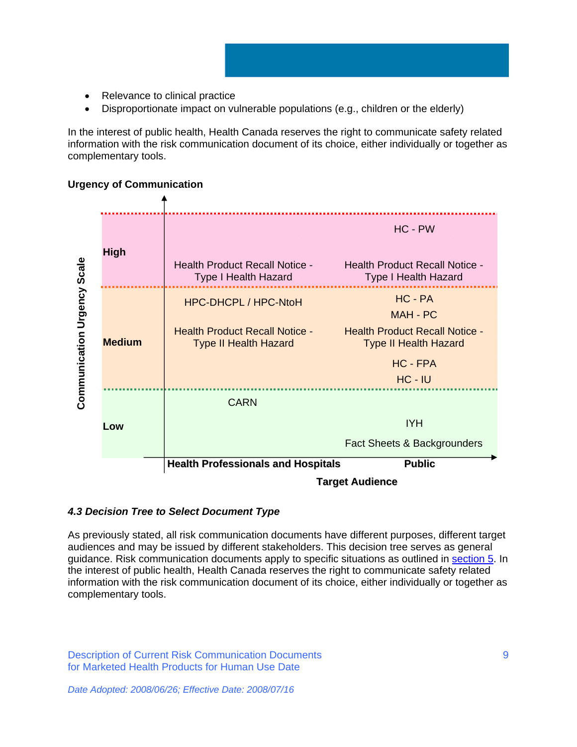- Relevance to clinical practice
- Disproportionate impact on vulnerable populations (e.g., children or the elderly)

In the interest of public health, Health Canada reserves the right to communicate safety related information with the risk communication document of its choice, either individually or together as complementary tools.

**Urgency of Communication**

| Communication Urgency Scale | Health Professionals and Hospitals | Public |
| --- | --- | --- |
| **High** | Health Product Recall Notice - Type I Health Hazard | HC - PW<br>Health Product Recall Notice - Type I Health Hazard |
| **Medium** | HPC-DHCPL / HPC-NtoH<br>Health Product Recall Notice - Type II Health Hazard | HC - PA<br>MAH - PC<br>Health Product Recall Notice - Type II Health Hazard<br>HC - FPA<br>HC - IU |
| **Low** | CARN | IYH<br>Fact Sheets & Backgrounders |

**Target Audience**

### *4.3 Decision Tree to Select Document Type*

As previously stated, all risk communication documents have different purposes, different target audiences and may be issued by different stakeholders. This decision tree serves as general guidance. Risk communication documents apply to specific situations as outlined in section 5. In the interest of public health, Health Canada reserves the right to communicate safety related information with the risk communication document of its choice, either individually or together as complementary tools.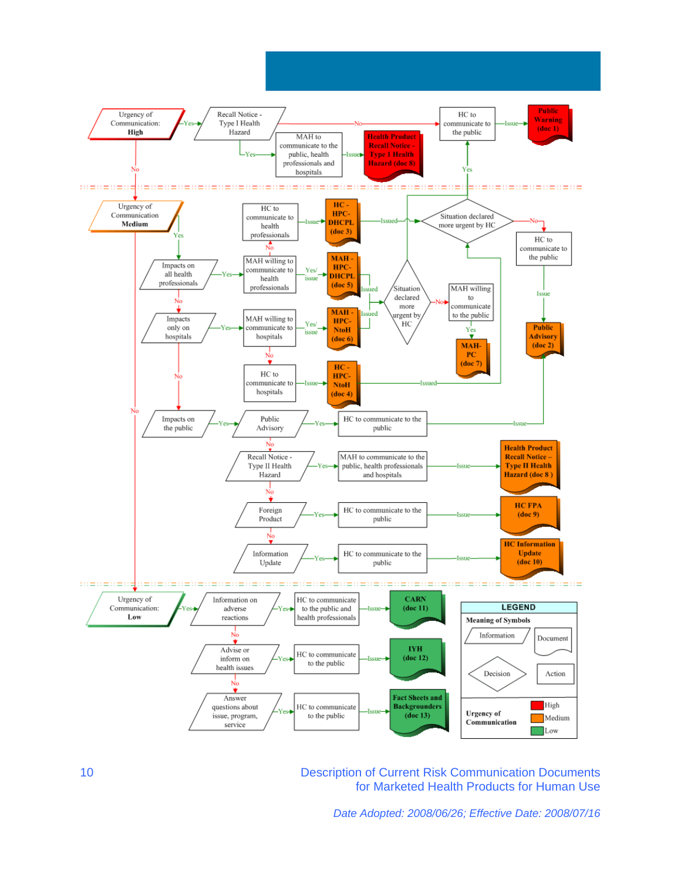**Urgency of Communication: High**

- Recall Notice - Type I Health Hazard
  - Yes → MAH to communicate to the public, health professionals and hospitals → Issue → Health Product Recall Notice - Type I Health Hazard (doc 8)
  - No → HC to communicate to the public → Issue → Public Warning (doc 1)
- No → Urgency of Communication: Medium

**Urgency of Communication: Medium**

- Yes → Impacts on all health professionals
  - Yes → MAH willing to communicate to health professionals
    - Yes/issue → MAH - HPC-DHCPL (doc 5) → Issued → Situation declared more urgent by HC
    - No → HC to communicate to health professionals → Issue → HC - HPC-DHCPL (doc 3) → Issued → Situation declared more urgent by HC
  - No → Impacts only on hospitals
    - Yes → MAH willing to communicate to hospitals
      - Yes/issue → MAH - HPC-NtoH (doc 6) → Issued → Situation declared more urgent by HC
      - No → HC to communicate to hospitals → Issue → HC - HPC-NtoH (doc 4) → Issued → Situation declared more urgent by HC
    - No → Impacts on the public
      - Yes → Public Advisory → Yes → HC to communicate to the public → Issue → Public Advisory (doc 2)
      - No → Recall Notice - Type II Health Hazard
        - Yes → MAH to communicate to the public, health professionals and hospitals → Issue → Health Product Recall Notice – Type II Health Hazard (doc 8 )
        - No → Foreign Product
          - Yes → HC to communicate to the public → Issue → HC FPA (doc 9)
          - No → Information Update → Yes → HC to communicate to the public → Issue → HC Information Update (doc 10)
- Situation declared more urgent by HC
  - Yes → HC to communicate to the public → Issue → Public Warning (doc 1)
  - No → HC to communicate to the public → Issue → Public Advisory (doc 2)
- Situation declared more urgent by HC
  - Yes → HC to communicate to the public
  - No → MAH willing to communicate to the public → Yes → MAH-PC (doc 7)
- No → Urgency of Communication: Low

**Urgency of Communication: Low**

- Yes → Information on adverse reactions
  - Yes → HC to communicate to the public and to health professionals → Issue → CARN (doc 11)
  - No → Advise or inform on health issues
    - Yes → HC to communicate to the public → Issue → IYH (doc 12)
    - No → Answer questions about issue, program, service → Yes → HC to communicate to the public → Issue → Fact Sheets and Backgrounders (doc 13)

**LEGEND**

Meaning of Symbols

- Information
- Document
- Decision
- Action

Urgency of Communication

- High
- Medium
- Low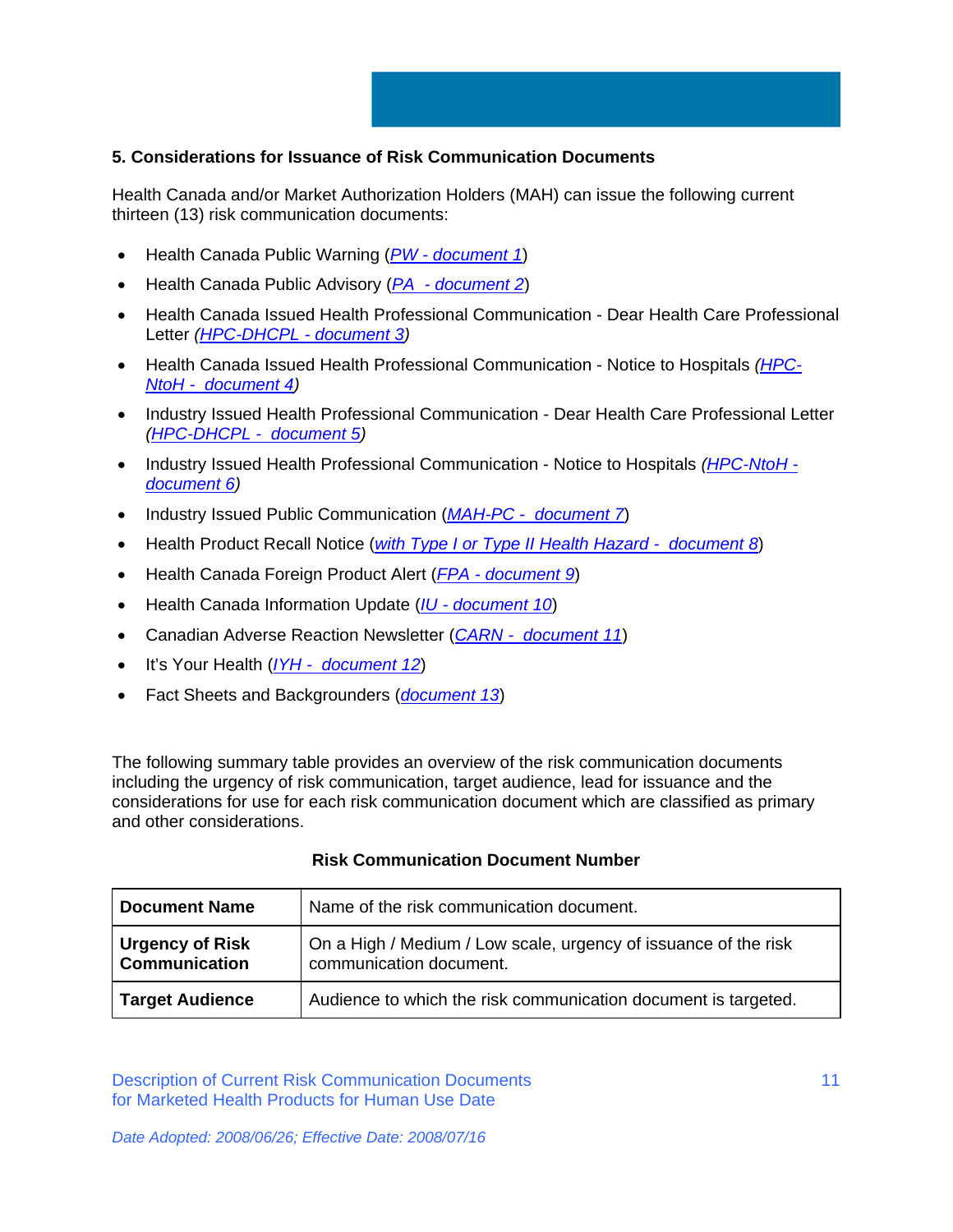## 5. Considerations for Issuance of Risk Communication Documents

Health Canada and/or Market Authorization Holders (MAH) can issue the following current thirteen (13) risk communication documents:

- Health Canada Public Warning (*PW - document 1*)
- Health Canada Public Advisory (*PA - document 2*)
- Health Canada Issued Health Professional Communication - Dear Health Care Professional Letter (*HPC-DHCPL - document 3*)
- Health Canada Issued Health Professional Communication - Notice to Hospitals (*HPC-NtoH - document 4*)
- Industry Issued Health Professional Communication - Dear Health Care Professional Letter (*HPC-DHCPL - document 5*)
- Industry Issued Health Professional Communication - Notice to Hospitals (*HPC-NtoH - document 6*)
- Industry Issued Public Communication (*MAH-PC - document 7*)
- Health Product Recall Notice (*with Type I or Type II Health Hazard - document 8*)
- Health Canada Foreign Product Alert (*FPA - document 9*)
- Health Canada Information Update (*IU - document 10*)
- Canadian Adverse Reaction Newsletter (*CARN - document 11*)
- It's Your Health (*IYH - document 12*)
- Fact Sheets and Backgrounders (*document 13*)

The following summary table provides an overview of the risk communication documents including the urgency of risk communication, target audience, lead for issuance and the considerations for use for each risk communication document which are classified as primary and other considerations.

**Risk Communication Document Number**

| **Document Name** | Name of the risk communication document. |
|---|---|
| **Urgency of Risk Communication** | On a High / Medium / Low scale, urgency of issuance of the risk communication document. |
| **Target Audience** | Audience to which the risk communication document is targeted. |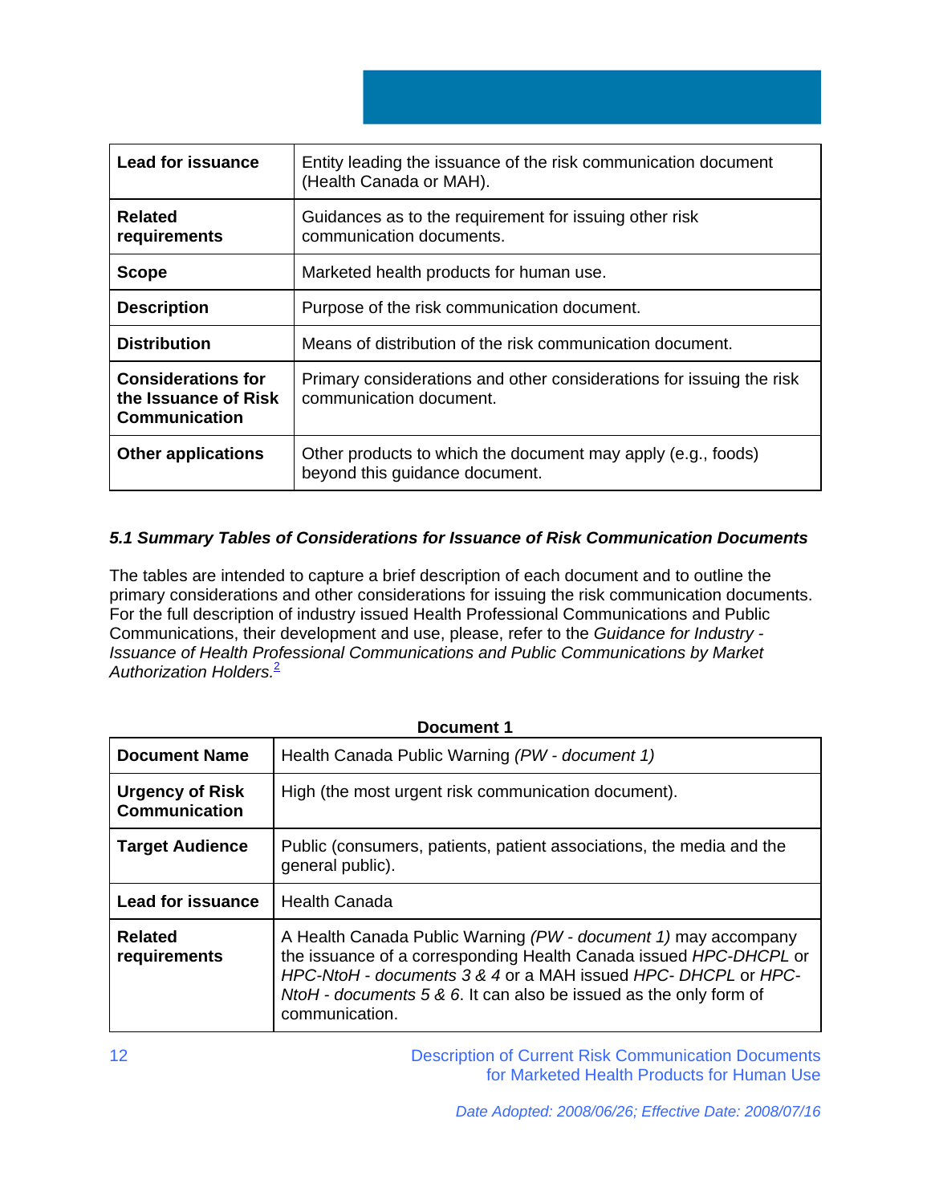| Lead for issuance | Entity leading the issuance of the risk communication document (Health Canada or MAH). |
|---|---|
| Related requirements | Guidances as to the requirement for issuing other risk communication documents. |
| Scope | Marketed health products for human use. |
| Description | Purpose of the risk communication document. |
| Distribution | Means of distribution of the risk communication document. |
| Considerations for the Issuance of Risk Communication | Primary considerations and other considerations for issuing the risk communication document. |
| Other applications | Other products to which the document may apply (e.g., foods) beyond this guidance document. |

### *5.1 Summary Tables of Considerations for Issuance of Risk Communication Documents*

The tables are intended to capture a brief description of each document and to outline the primary considerations and other considerations for issuing the risk communication documents. For the full description of industry issued Health Professional Communications and Public Communications, their development and use, please, refer to the *Guidance for Industry - Issuance of Health Professional Communications and Public Communications by Market Authorization Holders.*[2]

**Document 1**

| Document Name | Health Canada Public Warning *(PW - document 1)* |
|---|---|
| Urgency of Risk Communication | High (the most urgent risk communication document). |
| Target Audience | Public (consumers, patients, patient associations, the media and the general public). |
| Lead for issuance | Health Canada |
| Related requirements | A Health Canada Public Warning *(PW - document 1)* may accompany the issuance of a corresponding Health Canada issued *HPC-DHCPL* or *HPC-NtoH - documents 3 & 4* or a MAH issued *HPC- DHCPL* or *HPC-NtoH - documents 5 & 6*. It can also be issued as the only form of communication. |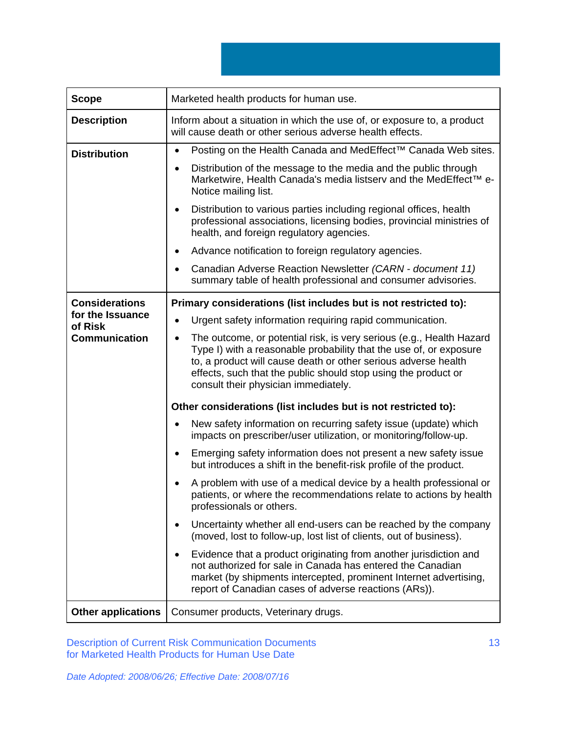| Scope | Marketed health products for human use. |
| --- | --- |
| **Description** | Inform about a situation in which the use of, or exposure to, a product will cause death or other serious adverse health effects. |
| **Distribution** | • Posting on the Health Canada and MedEffect™ Canada Web sites.<br>• Distribution of the message to the media and the public through Marketwire, Health Canada's media listserv and the MedEffect™ e-Notice mailing list.<br>• Distribution to various parties including regional offices, health professional associations, licensing bodies, provincial ministries of health, and foreign regulatory agencies.<br>• Advance notification to foreign regulatory agencies.<br>• Canadian Adverse Reaction Newsletter *(CARN - document 11)* summary table of health professional and consumer advisories. |
| **Considerations for the Issuance of Risk Communication** | **Primary considerations (list includes but is not restricted to):**<br>• Urgent safety information requiring rapid communication.<br>• The outcome, or potential risk, is very serious (e.g., Health Hazard Type I) with a reasonable probability that the use of, or exposure to, a product will cause death or other serious adverse health effects, such that the public should stop using the product or consult their physician immediately.<br><br>**Other considerations (list includes but is not restricted to):**<br>• New safety information on recurring safety issue (update) which impacts on prescriber/user utilization, or monitoring/follow-up.<br>• Emerging safety information does not present a new safety issue but introduces a shift in the benefit-risk profile of the product.<br>• A problem with use of a medical device by a health professional or patients, or where the recommendations relate to actions by health professionals or others.<br>• Uncertainty whether all end-users can be reached by the company (moved, lost to follow-up, lost list of clients, out of business).<br>• Evidence that a product originating from another jurisdiction and not authorized for sale in Canada has entered the Canadian market (by shipments intercepted, prominent Internet advertising, report of Canadian cases of adverse reactions (ARs)). |
| **Other applications** | Consumer products, Veterinary drugs. |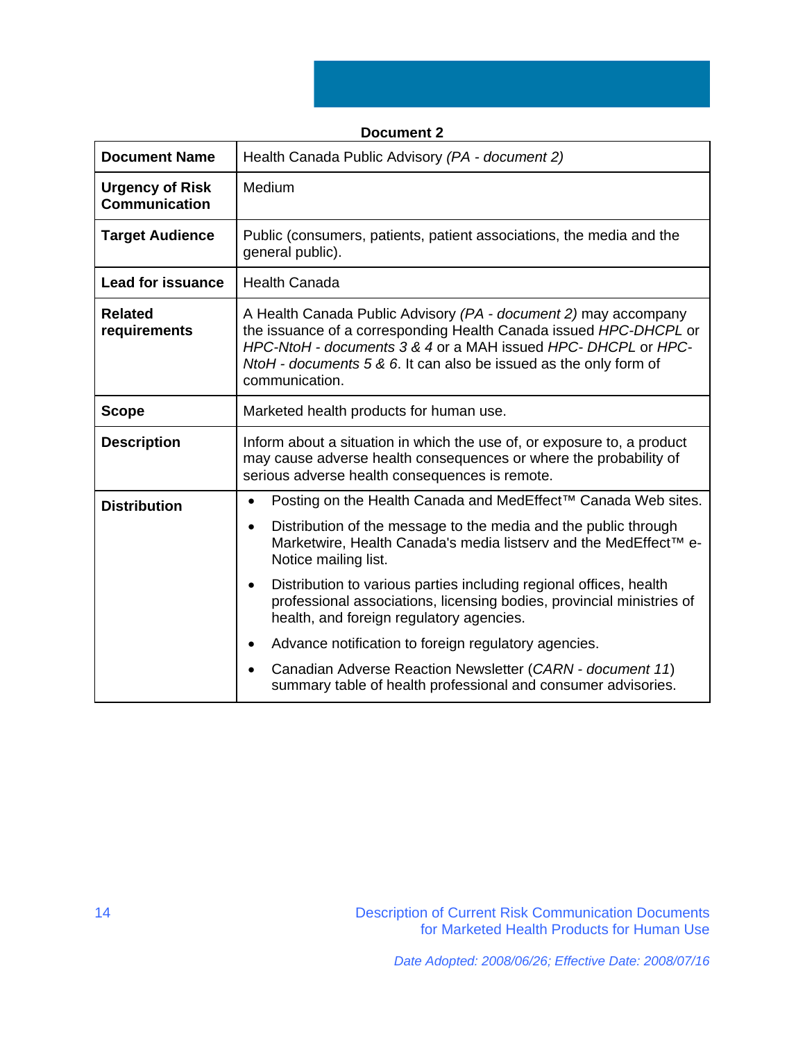**Document 2**

| **Document Name** | Health Canada Public Advisory *(PA - document 2)* |
|---|---|
| **Urgency of Risk Communication** | Medium |
| **Target Audience** | Public (consumers, patients, patient associations, the media and the general public). |
| **Lead for issuance** | Health Canada |
| **Related requirements** | A Health Canada Public Advisory *(PA - document 2)* may accompany the issuance of a corresponding Health Canada issued *HPC-DHCPL* or *HPC-NtoH - documents 3 & 4* or a MAH issued *HPC- DHCPL* or *HPC-NtoH - documents 5 & 6*. It can also be issued as the only form of communication. |
| **Scope** | Marketed health products for human use. |
| **Description** | Inform about a situation in which the use of, or exposure to, a product may cause adverse health consequences or where the probability of serious adverse health consequences is remote. |
| **Distribution** | • Posting on the Health Canada and MedEffect™ Canada Web sites.<br>• Distribution of the message to the media and the public through Marketwire, Health Canada's media listserv and the MedEffect™ e-Notice mailing list.<br>• Distribution to various parties including regional offices, health professional associations, licensing bodies, provincial ministries of health, and foreign regulatory agencies.<br>• Advance notification to foreign regulatory agencies.<br>• Canadian Adverse Reaction Newsletter (*CARN - document 11*) summary table of health professional and consumer advisories. |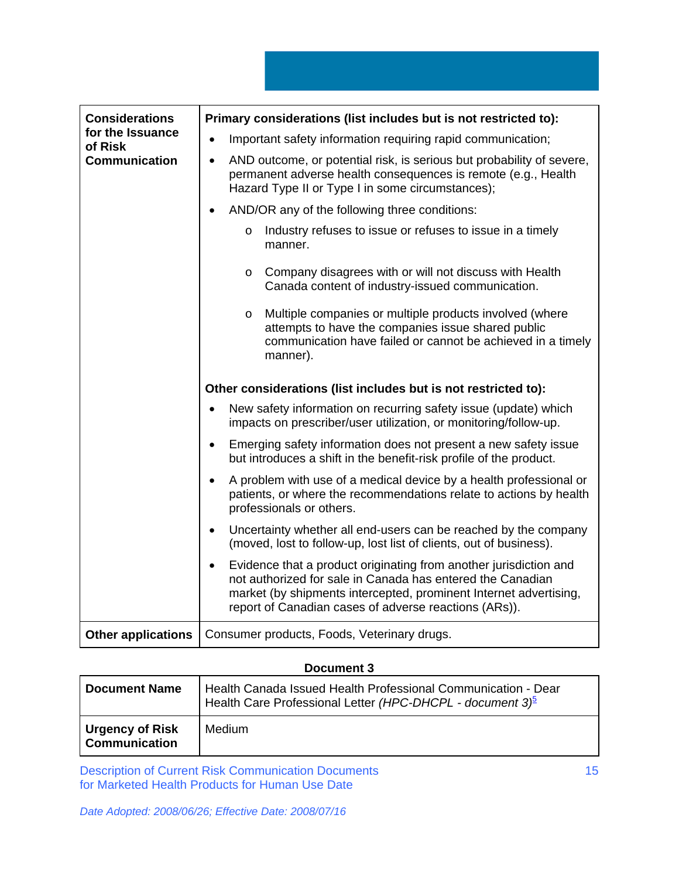| | |
|---|---|
| **Considerations for the Issuance of Risk Communication** | **Primary considerations (list includes but is not restricted to):**<br>• Important safety information requiring rapid communication;<br>• AND outcome, or potential risk, is serious but probability of severe, permanent adverse health consequences is remote (e.g., Health Hazard Type II or Type I in some circumstances);<br>• AND/OR any of the following three conditions:<br>&nbsp;&nbsp;&nbsp;&nbsp;o Industry refuses to issue or refuses to issue in a timely manner.<br>&nbsp;&nbsp;&nbsp;&nbsp;o Company disagrees with or will not discuss with Health Canada content of industry-issued communication.<br>&nbsp;&nbsp;&nbsp;&nbsp;o Multiple companies or multiple products involved (where attempts to have the companies issue shared public communication have failed or cannot be achieved in a timely manner).<br><br>**Other considerations (list includes but is not restricted to):**<br>• New safety information on recurring safety issue (update) which impacts on prescriber/user utilization, or monitoring/follow-up.<br>• Emerging safety information does not present a new safety issue but introduces a shift in the benefit-risk profile of the product.<br>• A problem with use of a medical device by a health professional or patients, or where the recommendations relate to actions by health professionals or others.<br>• Uncertainty whether all end-users can be reached by the company (moved, lost to follow-up, lost list of clients, out of business).<br>• Evidence that a product originating from another jurisdiction and not authorized for sale in Canada has entered the Canadian market (by shipments intercepted, prominent Internet advertising, report of Canadian cases of adverse reactions (ARs)). |
| **Other applications** | Consumer products, Foods, Veterinary drugs. |

**Document 3**

| | |
|---|---|
| **Document Name** | Health Canada Issued Health Professional Communication - Dear Health Care Professional Letter *(HPC-DHCPL - document 3)*[5] |
| **Urgency of Risk Communication** | Medium |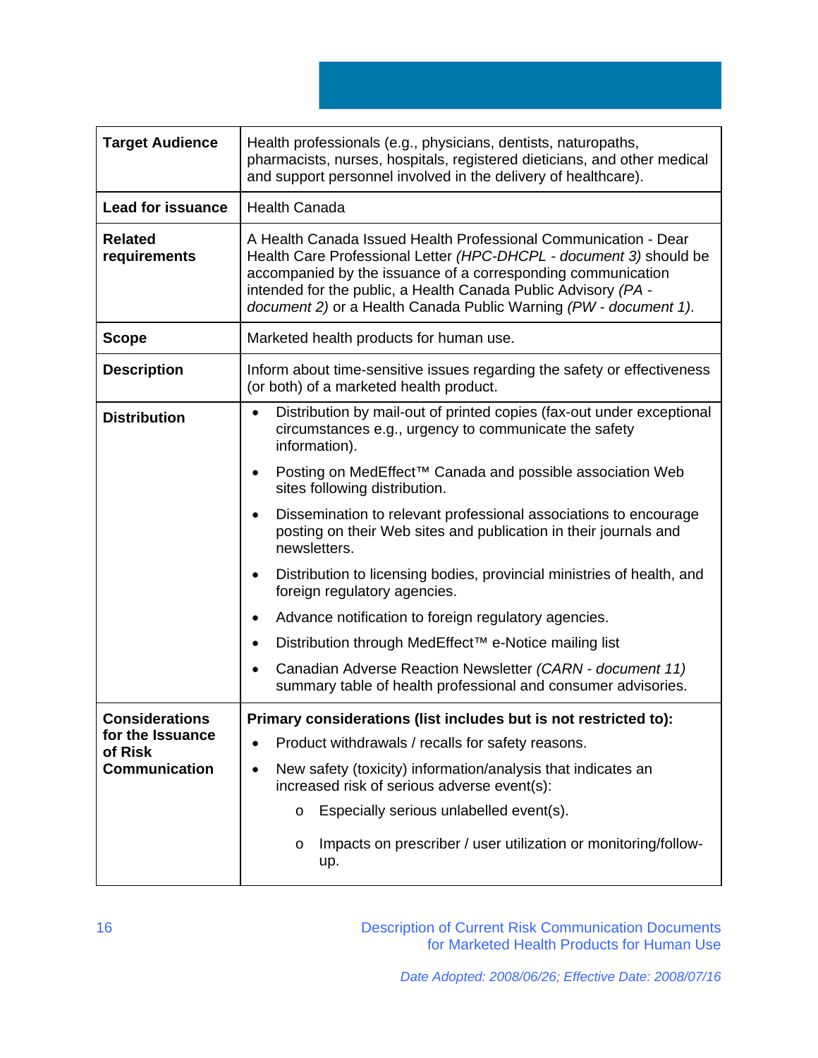| | |
|---|---|
| **Target Audience** | Health professionals (e.g., physicians, dentists, naturopaths, pharmacists, nurses, hospitals, registered dieticians, and other medical and support personnel involved in the delivery of healthcare). |
| **Lead for issuance** | Health Canada |
| **Related requirements** | A Health Canada Issued Health Professional Communication - Dear Health Care Professional Letter *(HPC-DHCPL - document 3)* should be accompanied by the issuance of a corresponding communication intended for the public, a Health Canada Public Advisory *(PA - document 2)* or a Health Canada Public Warning *(PW - document 1)*. |
| **Scope** | Marketed health products for human use. |
| **Description** | Inform about time-sensitive issues regarding the safety or effectiveness (or both) of a marketed health product. |
| **Distribution** | • Distribution by mail-out of printed copies (fax-out under exceptional circumstances e.g., urgency to communicate the safety information).<br>• Posting on MedEffect™ Canada and possible association Web sites following distribution.<br>• Dissemination to relevant professional associations to encourage posting on their Web sites and publication in their journals and newsletters.<br>• Distribution to licensing bodies, provincial ministries of health, and foreign regulatory agencies.<br>• Advance notification to foreign regulatory agencies.<br>• Distribution through MedEffect™ e-Notice mailing list<br>• Canadian Adverse Reaction Newsletter *(CARN - document 11)* summary table of health professional and consumer advisories. |
| **Considerations for the Issuance of Risk Communication** | **Primary considerations (list includes but is not restricted to):**<br>• Product withdrawals / recalls for safety reasons.<br>• New safety (toxicity) information/analysis that indicates an increased risk of serious adverse event(s):<br>&nbsp;&nbsp;&nbsp;&nbsp;o Especially serious unlabelled event(s).<br>&nbsp;&nbsp;&nbsp;&nbsp;o Impacts on prescriber / user utilization or monitoring/follow-up. |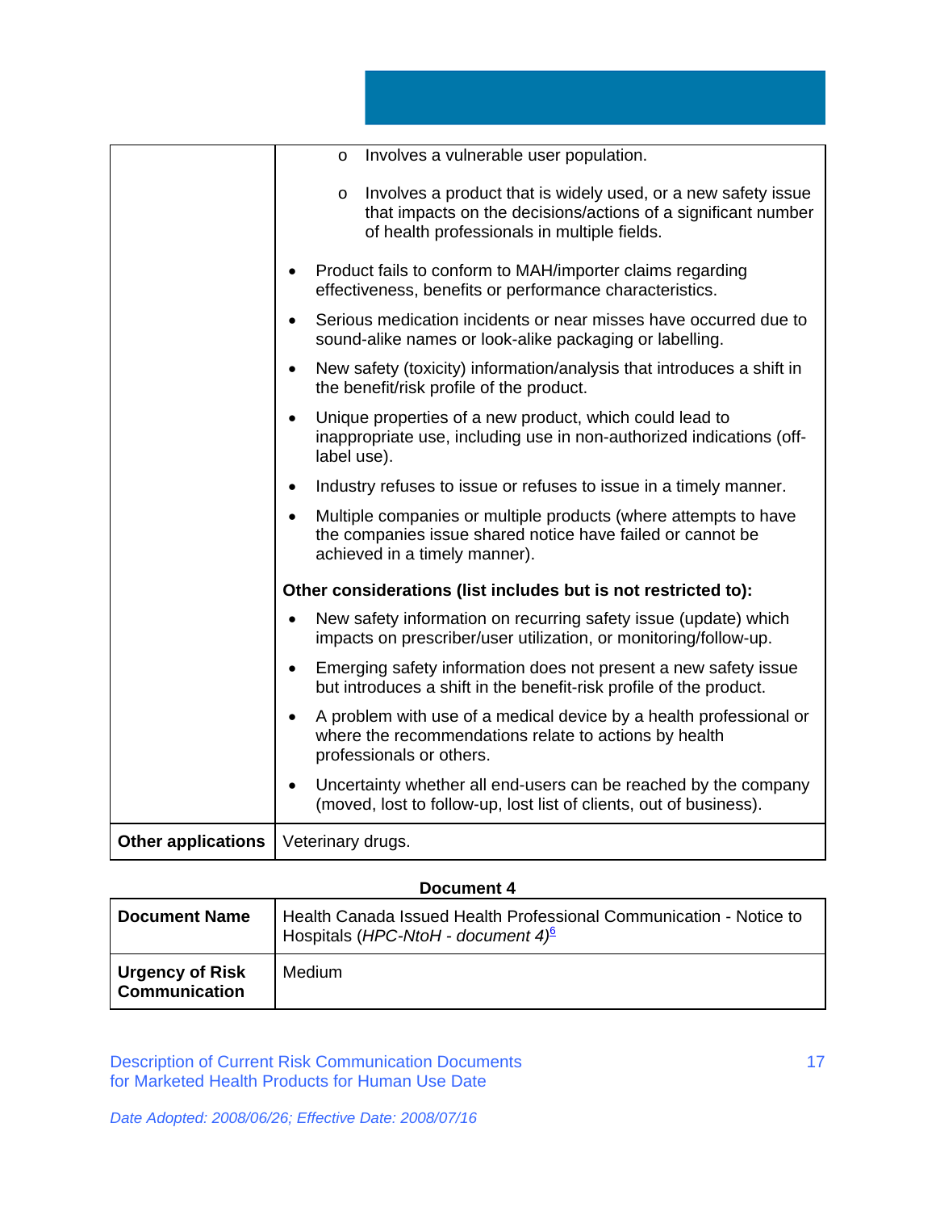| | |
|---|---|
| | - Involves a vulnerable user population.<br>- Involves a product that is widely used, or a new safety issue that impacts on the decisions/actions of a significant number of health professionals in multiple fields.<br><br>• Product fails to conform to MAH/importer claims regarding effectiveness, benefits or performance characteristics.<br>• Serious medication incidents or near misses have occurred due to sound-alike names or look-alike packaging or labelling.<br>• New safety (toxicity) information/analysis that introduces a shift in the benefit/risk profile of the product.<br>• Unique properties of a new product, which could lead to inappropriate use, including use in non-authorized indications (off-label use).<br>• Industry refuses to issue or refuses to issue in a timely manner.<br>• Multiple companies or multiple products (where attempts to have the companies issue shared notice have failed or cannot be achieved in a timely manner).<br><br>**Other considerations (list includes but is not restricted to):**<br>• New safety information on recurring safety issue (update) which impacts on prescriber/user utilization, or monitoring/follow-up.<br>• Emerging safety information does not present a new safety issue but introduces a shift in the benefit-risk profile of the product.<br>• A problem with use of a medical device by a health professional or where the recommendations relate to actions by health professionals or others.<br>• Uncertainty whether all end-users can be reached by the company (moved, lost to follow-up, lost list of clients, out of business). |
| **Other applications** | Veterinary drugs. |

**Document 4**

| | |
|---|---|
| **Document Name** | Health Canada Issued Health Professional Communication - Notice to Hospitals (*HPC-NtoH - document 4*)[6] |
| **Urgency of Risk Communication** | Medium |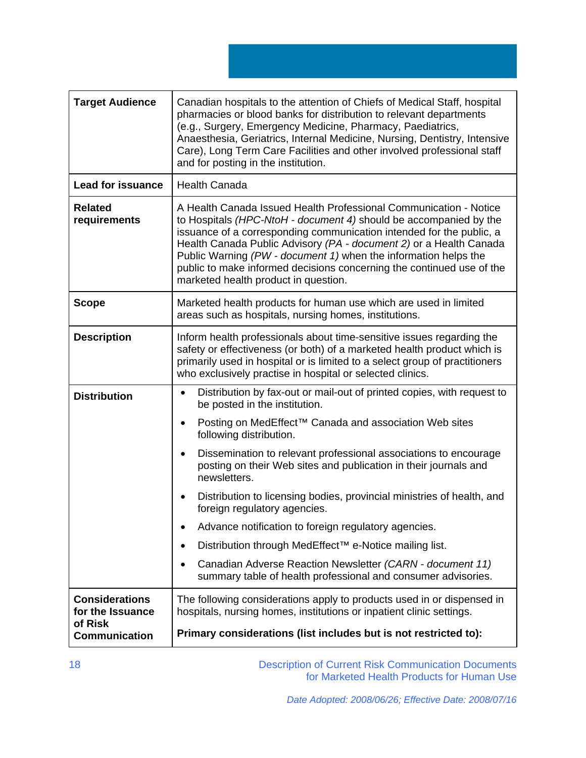| | |
|---|---|
| **Target Audience** | Canadian hospitals to the attention of Chiefs of Medical Staff, hospital pharmacies or blood banks for distribution to relevant departments (e.g., Surgery, Emergency Medicine, Pharmacy, Paediatrics, Anaesthesia, Geriatrics, Internal Medicine, Nursing, Dentistry, Intensive Care), Long Term Care Facilities and other involved professional staff and for posting in the institution. |
| **Lead for issuance** | Health Canada |
| **Related requirements** | A Health Canada Issued Health Professional Communication - Notice to Hospitals *(HPC-NtoH - document 4)* should be accompanied by the issuance of a corresponding communication intended for the public, a Health Canada Public Advisory *(PA - document 2)* or a Health Canada Public Warning *(PW - document 1)* when the information helps the public to make informed decisions concerning the continued use of the marketed health product in question. |
| **Scope** | Marketed health products for human use which are used in limited areas such as hospitals, nursing homes, institutions. |
| **Description** | Inform health professionals about time-sensitive issues regarding the safety or effectiveness (or both) of a marketed health product which is primarily used in hospital or is limited to a select group of practitioners who exclusively practise in hospital or selected clinics. |
| **Distribution** | • Distribution by fax-out or mail-out of printed copies, with request to be posted in the institution.<br>• Posting on MedEffect™ Canada and association Web sites following distribution.<br>• Dissemination to relevant professional associations to encourage posting on their Web sites and publication in their journals and newsletters.<br>• Distribution to licensing bodies, provincial ministries of health, and foreign regulatory agencies.<br>• Advance notification to foreign regulatory agencies.<br>• Distribution through MedEffect™ e-Notice mailing list.<br>• Canadian Adverse Reaction Newsletter *(CARN - document 11)* summary table of health professional and consumer advisories. |
| **Considerations for the Issuance of Risk Communication** | The following considerations apply to products used in or dispensed in hospitals, nursing homes, institutions or inpatient clinic settings.<br><br>**Primary considerations (list includes but is not restricted to):** |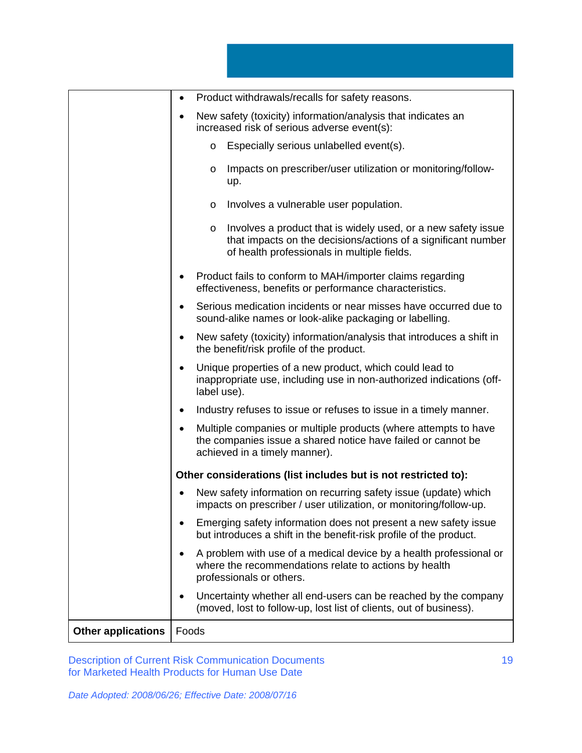| | |
|---|---|
| | • Product withdrawals/recalls for safety reasons.<br>• New safety (toxicity) information/analysis that indicates an increased risk of serious adverse event(s):<br>  o Especially serious unlabelled event(s).<br>  o Impacts on prescriber/user utilization or monitoring/follow-up.<br>  o Involves a vulnerable user population.<br>  o Involves a product that is widely used, or a new safety issue that impacts on the decisions/actions of a significant number of health professionals in multiple fields.<br>• Product fails to conform to MAH/importer claims regarding effectiveness, benefits or performance characteristics.<br>• Serious medication incidents or near misses have occurred due to sound-alike names or look-alike packaging or labelling.<br>• New safety (toxicity) information/analysis that introduces a shift in the benefit/risk profile of the product.<br>• Unique properties of a new product, which could lead to inappropriate use, including use in non-authorized indications (off-label use).<br>• Industry refuses to issue or refuses to issue in a timely manner.<br>• Multiple companies or multiple products (where attempts to have the companies issue a shared notice have failed or cannot be achieved in a timely manner).<br>**Other considerations (list includes but is not restricted to):**<br>• New safety information on recurring safety issue (update) which impacts on prescriber / user utilization, or monitoring/follow-up.<br>• Emerging safety information does not present a new safety issue but introduces a shift in the benefit-risk profile of the product.<br>• A problem with use of a medical device by a health professional or where the recommendations relate to actions by health professionals or others.<br>• Uncertainty whether all end-users can be reached by the company (moved, lost to follow-up, lost list of clients, out of business). |
| **Other applications** | Foods |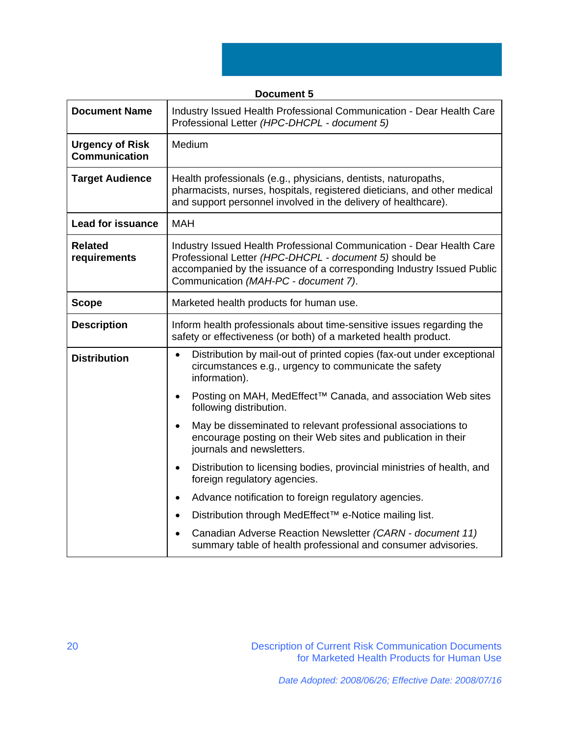**Document 5**

| **Document Name** | Industry Issued Health Professional Communication - Dear Health Care Professional Letter *(HPC-DHCPL - document 5)* |
|---|---|
| **Urgency of Risk Communication** | Medium |
| **Target Audience** | Health professionals (e.g., physicians, dentists, naturopaths, pharmacists, nurses, hospitals, registered dieticians, and other medical and support personnel involved in the delivery of healthcare). |
| **Lead for issuance** | MAH |
| **Related requirements** | Industry Issued Health Professional Communication - Dear Health Care Professional Letter *(HPC-DHCPL - document 5)* should be accompanied by the issuance of a corresponding Industry Issued Public Communication *(MAH-PC - document 7)*. |
| **Scope** | Marketed health products for human use. |
| **Description** | Inform health professionals about time-sensitive issues regarding the safety or effectiveness (or both) of a marketed health product. |
| **Distribution** | • Distribution by mail-out of printed copies (fax-out under exceptional circumstances e.g., urgency to communicate the safety information).<br>• Posting on MAH, MedEffect™ Canada, and association Web sites following distribution.<br>• May be disseminated to relevant professional associations to encourage posting on their Web sites and publication in their journals and newsletters.<br>• Distribution to licensing bodies, provincial ministries of health, and foreign regulatory agencies.<br>• Advance notification to foreign regulatory agencies.<br>• Distribution through MedEffect™ e-Notice mailing list.<br>• Canadian Adverse Reaction Newsletter *(CARN - document 11)* summary table of health professional and consumer advisories. |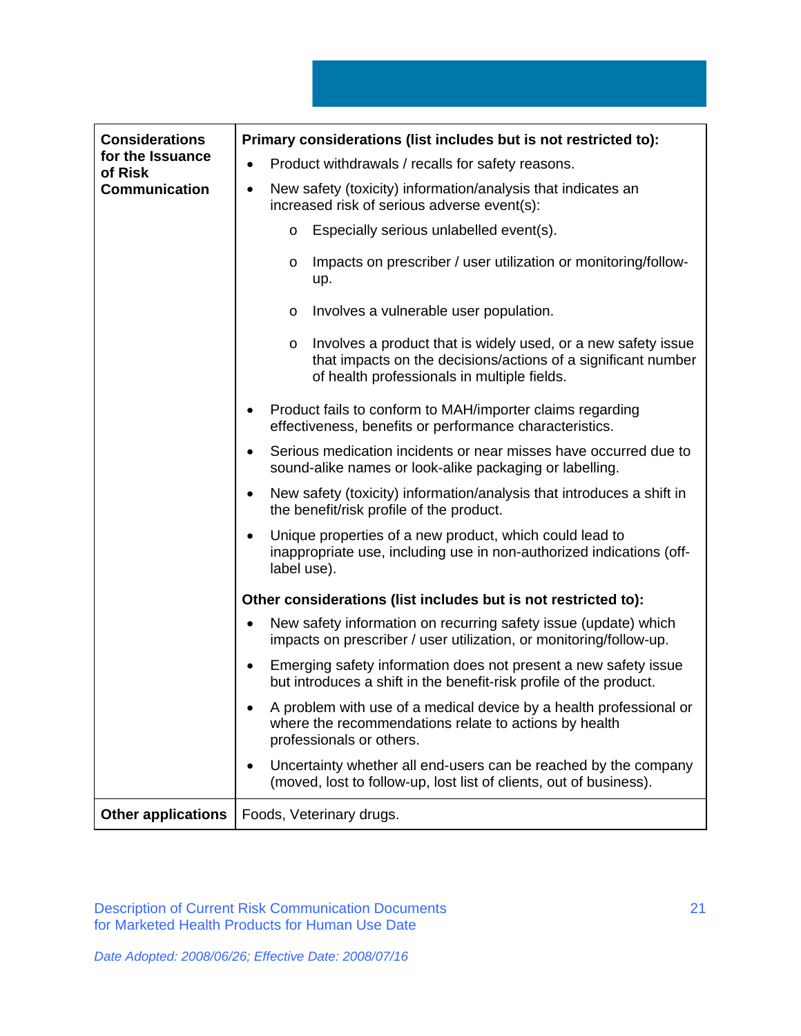| Considerations for the Issuance of Risk Communication | **Primary considerations (list includes but is not restricted to):**<br>• Product withdrawals / recalls for safety reasons.<br>• New safety (toxicity) information/analysis that indicates an increased risk of serious adverse event(s):<br>  o Especially serious unlabelled event(s).<br>  o Impacts on prescriber / user utilization or monitoring/follow-up.<br>  o Involves a vulnerable user population.<br>  o Involves a product that is widely used, or a new safety issue that impacts on the decisions/actions of a significant number of health professionals in multiple fields.<br>• Product fails to conform to MAH/importer claims regarding effectiveness, benefits or performance characteristics.<br>• Serious medication incidents or near misses have occurred due to sound-alike names or look-alike packaging or labelling.<br>• New safety (toxicity) information/analysis that introduces a shift in the benefit/risk profile of the product.<br>• Unique properties of a new product, which could lead to inappropriate use, including use in non-authorized indications (off-label use).<br>**Other considerations (list includes but is not restricted to):**<br>• New safety information on recurring safety issue (update) which impacts on prescriber / user utilization, or monitoring/follow-up.<br>• Emerging safety information does not present a new safety issue but introduces a shift in the benefit-risk profile of the product.<br>• A problem with use of a medical device by a health professional or where the recommendations relate to actions by health professionals or others.<br>• Uncertainty whether all end-users can be reached by the company (moved, lost to follow-up, lost list of clients, out of business). |
|---|---|
| **Other applications** | Foods, Veterinary drugs. |

Description of Current Risk Communication Documents for Marketed Health Products for Human Use Date

*Date Adopted: 2008/06/26; Effective Date: 2008/07/16*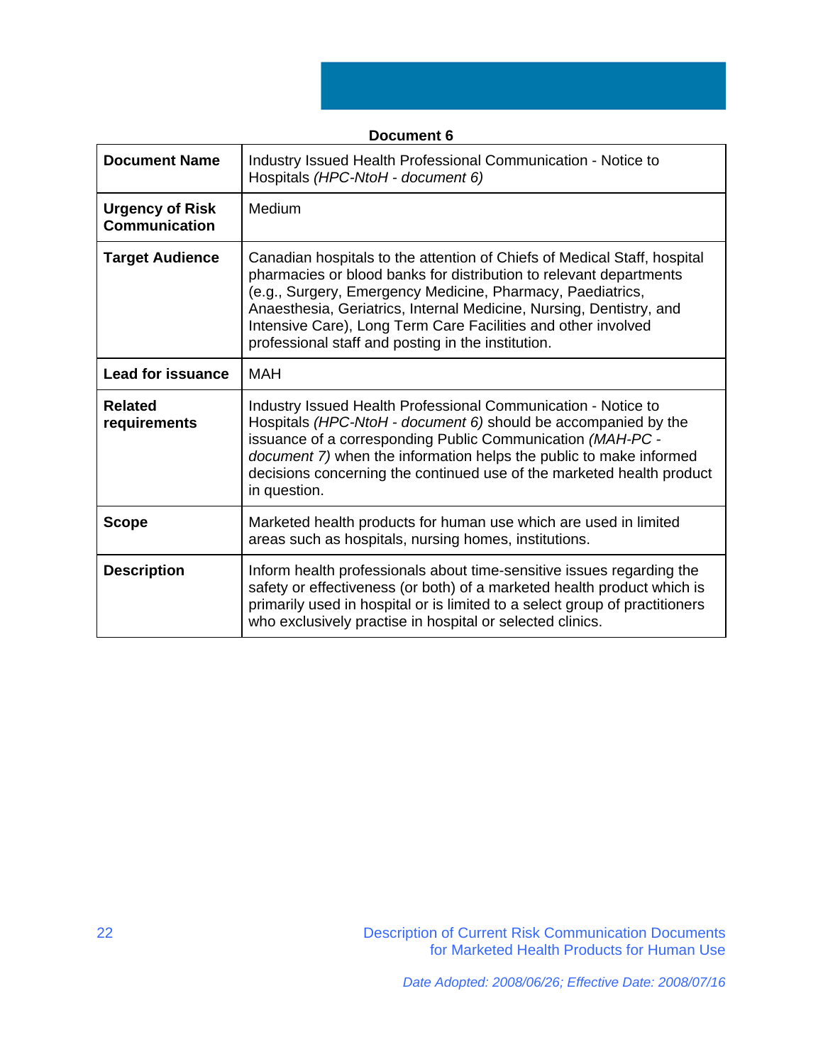**Document 6**

| | |
|---|---|
| **Document Name** | Industry Issued Health Professional Communication - Notice to Hospitals *(HPC-NtoH - document 6)* |
| **Urgency of Risk Communication** | Medium |
| **Target Audience** | Canadian hospitals to the attention of Chiefs of Medical Staff, hospital pharmacies or blood banks for distribution to relevant departments (e.g., Surgery, Emergency Medicine, Pharmacy, Paediatrics, Anaesthesia, Geriatrics, Internal Medicine, Nursing, Dentistry, and Intensive Care), Long Term Care Facilities and other involved professional staff and posting in the institution. |
| **Lead for issuance** | MAH |
| **Related requirements** | Industry Issued Health Professional Communication - Notice to Hospitals *(HPC-NtoH - document 6)* should be accompanied by the issuance of a corresponding Public Communication *(MAH-PC - document 7)* when the information helps the public to make informed decisions concerning the continued use of the marketed health product in question. |
| **Scope** | Marketed health products for human use which are used in limited areas such as hospitals, nursing homes, institutions. |
| **Description** | Inform health professionals about time-sensitive issues regarding the safety or effectiveness (or both) of a marketed health product which is primarily used in hospital or is limited to a select group of practitioners who exclusively practise in hospital or selected clinics. |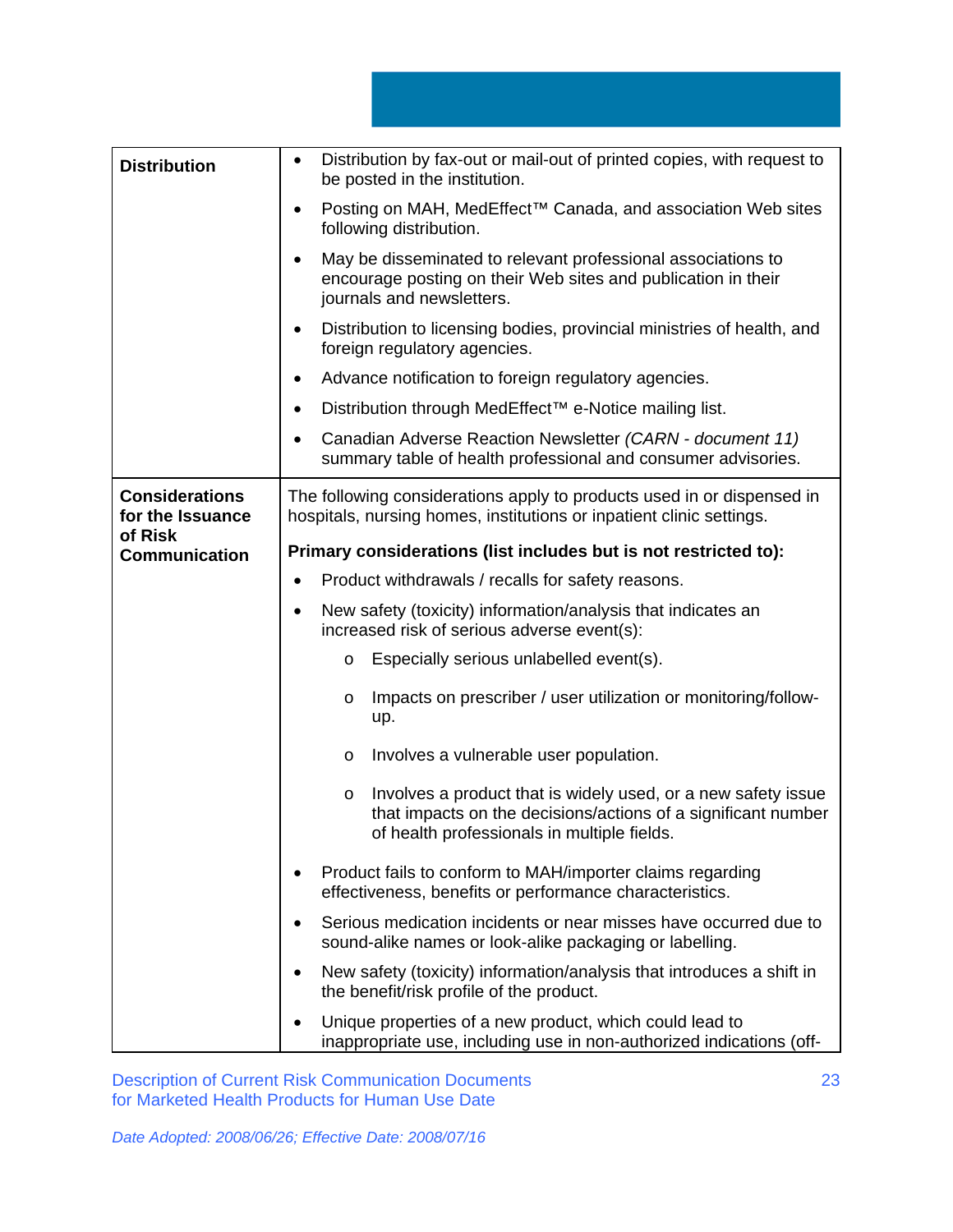| | |
|---|---|
| **Distribution** | • Distribution by fax-out or mail-out of printed copies, with request to be posted in the institution.<br>• Posting on MAH, MedEffect™ Canada, and association Web sites following distribution.<br>• May be disseminated to relevant professional associations to encourage posting on their Web sites and publication in their journals and newsletters.<br>• Distribution to licensing bodies, provincial ministries of health, and foreign regulatory agencies.<br>• Advance notification to foreign regulatory agencies.<br>• Distribution through MedEffect™ e-Notice mailing list.<br>• Canadian Adverse Reaction Newsletter *(CARN - document 11)* summary table of health professional and consumer advisories. |
| **Considerations for the Issuance of Risk Communication** | The following considerations apply to products used in or dispensed in hospitals, nursing homes, institutions or inpatient clinic settings.<br><br>**Primary considerations (list includes but is not restricted to):**<br>• Product withdrawals / recalls for safety reasons.<br>• New safety (toxicity) information/analysis that indicates an increased risk of serious adverse event(s):<br>&nbsp;&nbsp;&nbsp;&nbsp;o Especially serious unlabelled event(s).<br>&nbsp;&nbsp;&nbsp;&nbsp;o Impacts on prescriber / user utilization or monitoring/follow-up.<br>&nbsp;&nbsp;&nbsp;&nbsp;o Involves a vulnerable user population.<br>&nbsp;&nbsp;&nbsp;&nbsp;o Involves a product that is widely used, or a new safety issue that impacts on the decisions/actions of a significant number of health professionals in multiple fields.<br>• Product fails to conform to MAH/importer claims regarding effectiveness, benefits or performance characteristics.<br>• Serious medication incidents or near misses have occurred due to sound-alike names or look-alike packaging or labelling.<br>• New safety (toxicity) information/analysis that introduces a shift in the benefit/risk profile of the product.<br>• Unique properties of a new product, which could lead to inappropriate use, including use in non-authorized indications (off- |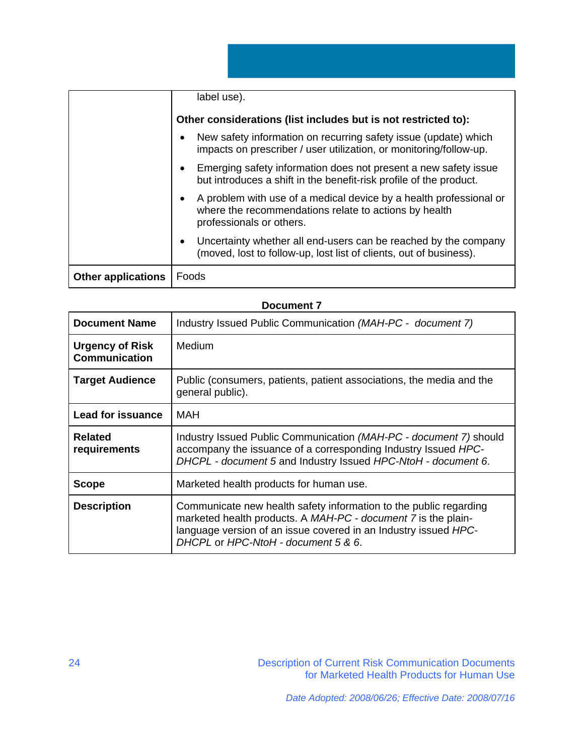| | label use).<br><br>**Other considerations (list includes but is not restricted to):**<br><br>• New safety information on recurring safety issue (update) which impacts on prescriber / user utilization, or monitoring/follow-up.<br>• Emerging safety information does not present a new safety issue but introduces a shift in the benefit-risk profile of the product.<br>• A problem with use of a medical device by a health professional or where the recommendations relate to actions by health professionals or others.<br>• Uncertainty whether all end-users can be reached by the company (moved, lost to follow-up, lost list of clients, out of business). |
|---|---|
| **Other applications** | Foods |

**Document 7**

| **Document Name** | Industry Issued Public Communication *(MAH-PC - document 7)* |
|---|---|
| **Urgency of Risk Communication** | Medium |
| **Target Audience** | Public (consumers, patients, patient associations, the media and the general public). |
| **Lead for issuance** | MAH |
| **Related requirements** | Industry Issued Public Communication *(MAH-PC - document 7)* should accompany the issuance of a corresponding Industry Issued *HPC-DHCPL - document 5* and Industry Issued *HPC-NtoH - document 6*. |
| **Scope** | Marketed health products for human use. |
| **Description** | Communicate new health safety information to the public regarding marketed health products. A *MAH-PC - document 7* is the plain-language version of an issue covered in an Industry issued *HPC-DHCPL* or *HPC-NtoH - document 5 & 6*. |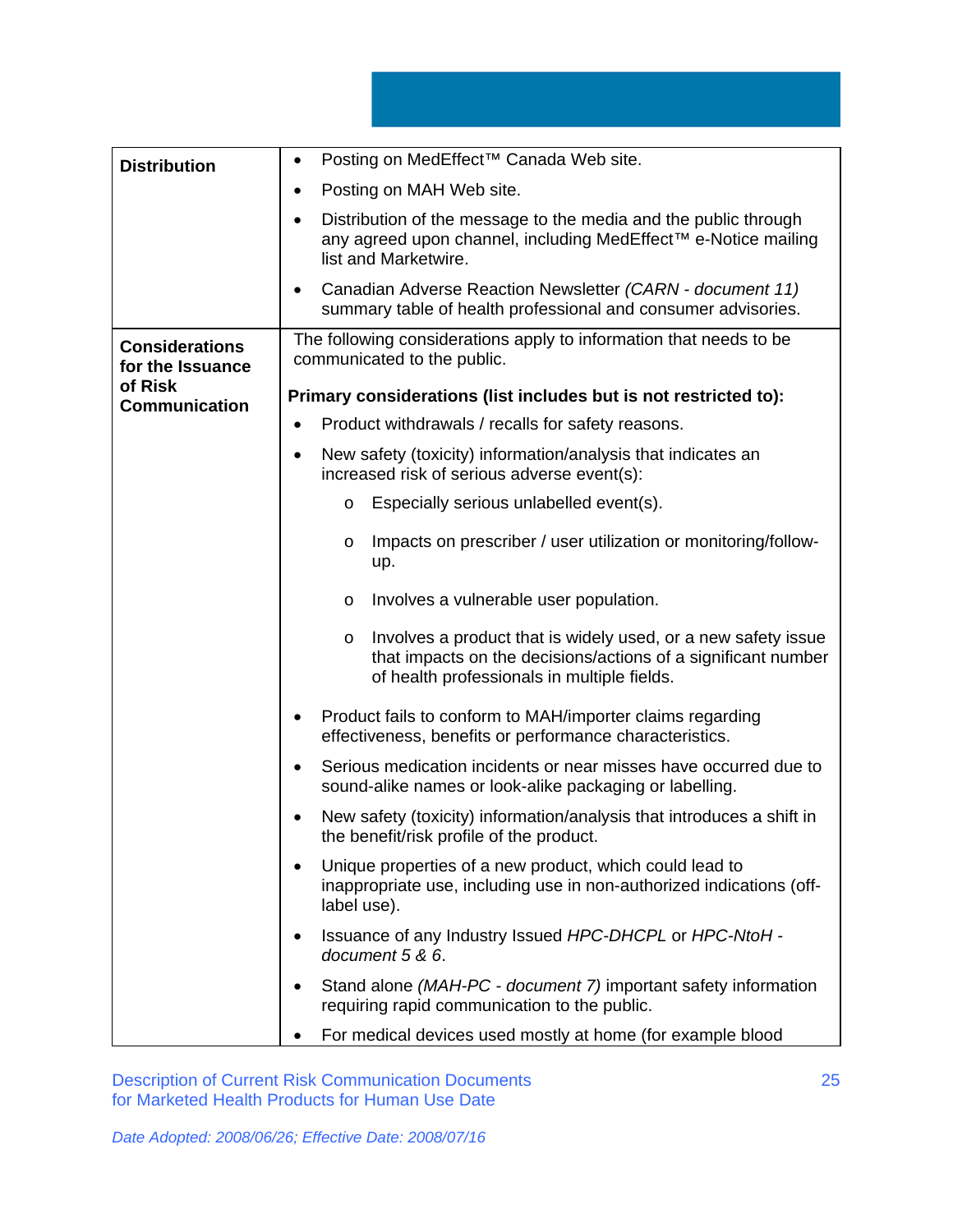| | |
|---|---|
| **Distribution** | • Posting on MedEffect™ Canada Web site.<br>• Posting on MAH Web site.<br>• Distribution of the message to the media and the public through any agreed upon channel, including MedEffect™ e-Notice mailing list and Marketwire.<br>• Canadian Adverse Reaction Newsletter *(CARN - document 11)* summary table of health professional and consumer advisories. |
| **Considerations for the Issuance of Risk Communication** | The following considerations apply to information that needs to be communicated to the public.<br><br>**Primary considerations (list includes but is not restricted to):**<br>• Product withdrawals / recalls for safety reasons.<br>• New safety (toxicity) information/analysis that indicates an increased risk of serious adverse event(s):<br>  o Especially serious unlabelled event(s).<br>  o Impacts on prescriber / user utilization or monitoring/follow-up.<br>  o Involves a vulnerable user population.<br>  o Involves a product that is widely used, or a new safety issue that impacts on the decisions/actions of a significant number of health professionals in multiple fields.<br>• Product fails to conform to MAH/importer claims regarding effectiveness, benefits or performance characteristics.<br>• Serious medication incidents or near misses have occurred due to sound-alike names or look-alike packaging or labelling.<br>• New safety (toxicity) information/analysis that introduces a shift in the benefit/risk profile of the product.<br>• Unique properties of a new product, which could lead to inappropriate use, including use in non-authorized indications (off-label use).<br>• Issuance of any Industry Issued *HPC-DHCPL* or *HPC-NtoH - document 5 & 6*.<br>• Stand alone *(MAH-PC - document 7)* important safety information requiring rapid communication to the public.<br>• For medical devices used mostly at home (for example blood |

Description of Current Risk Communication Documents for Marketed Health Products for Human Use Date

*Date Adopted: 2008/06/26; Effective Date: 2008/07/16*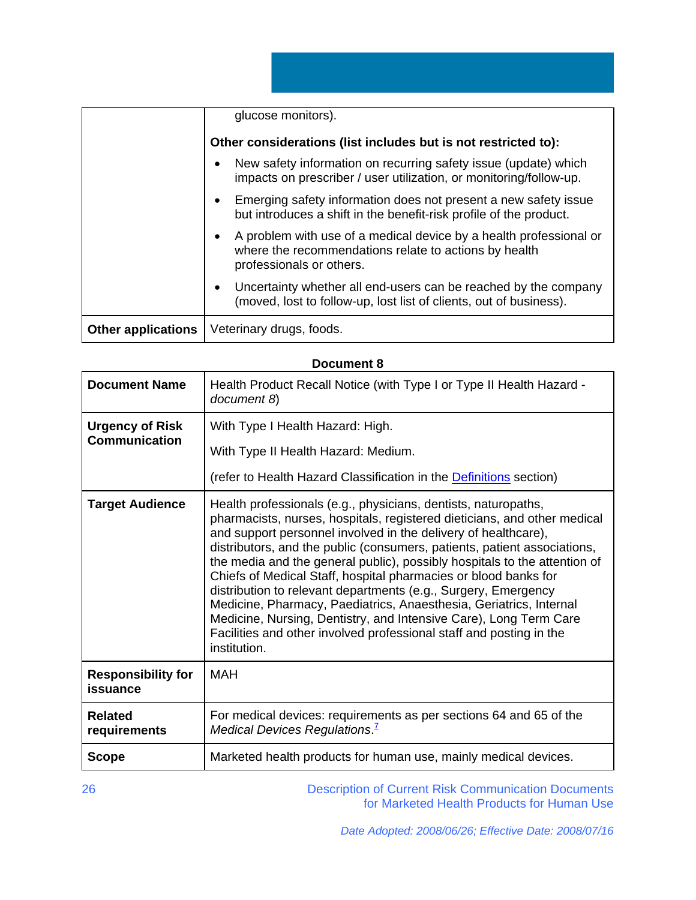| | |
|---|---|
| | glucose monitors).<br><br>**Other considerations (list includes but is not restricted to):**<br><br>• New safety information on recurring safety issue (update) which impacts on prescriber / user utilization, or monitoring/follow-up.<br>• Emerging safety information does not present a new safety issue but introduces a shift in the benefit-risk profile of the product.<br>• A problem with use of a medical device by a health professional or where the recommendations relate to actions by health professionals or others.<br>• Uncertainty whether all end-users can be reached by the company (moved, lost to follow-up, lost list of clients, out of business). |
| **Other applications** | Veterinary drugs, foods. |

**Document 8**

| | |
|---|---|
| **Document Name** | Health Product Recall Notice (with Type I or Type II Health Hazard - *document 8*) |
| **Urgency of Risk Communication** | With Type I Health Hazard: High.<br><br>With Type II Health Hazard: Medium.<br><br>(refer to Health Hazard Classification in the Definitions section) |
| **Target Audience** | Health professionals (e.g., physicians, dentists, naturopaths, pharmacists, nurses, hospitals, registered dieticians, and other medical and support personnel involved in the delivery of healthcare), distributors, and the public (consumers, patients, patient associations, the media and the general public), possibly hospitals to the attention of Chiefs of Medical Staff, hospital pharmacies or blood banks for distribution to relevant departments (e.g., Surgery, Emergency Medicine, Pharmacy, Paediatrics, Anaesthesia, Geriatrics, Internal Medicine, Nursing, Dentistry, and Intensive Care), Long Term Care Facilities and other involved professional staff and posting in the institution. |
| **Responsibility for issuance** | MAH |
| **Related requirements** | For medical devices: requirements as per sections 64 and 65 of the *Medical Devices Regulations*.[7] |
| **Scope** | Marketed health products for human use, mainly medical devices. |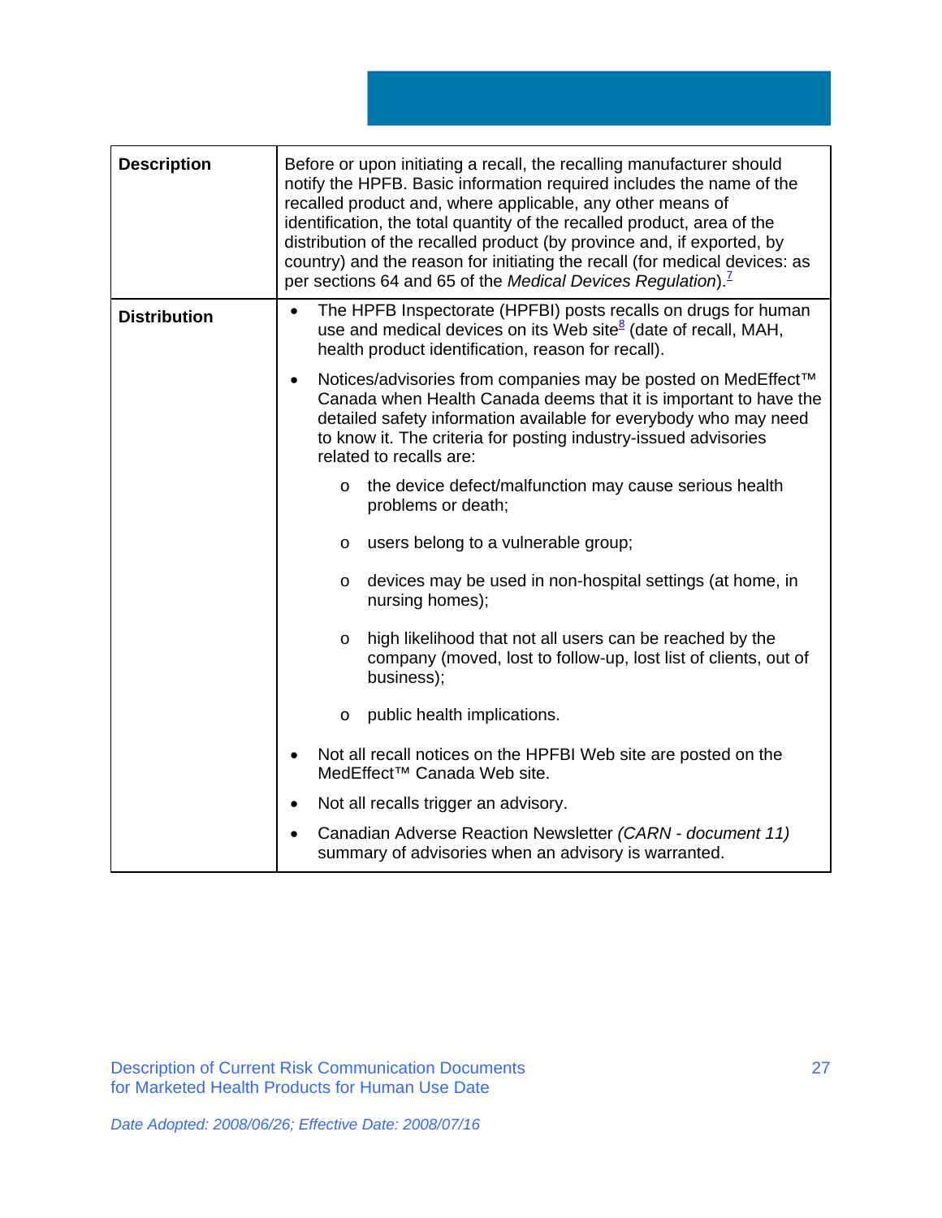| | |
|---|---|
| **Description** | Before or upon initiating a recall, the recalling manufacturer should notify the HPFB. Basic information required includes the name of the recalled product and, where applicable, any other means of identification, the total quantity of the recalled product, area of the distribution of the recalled product (by province and, if exported, by country) and the reason for initiating the recall (for medical devices: as per sections 64 and 65 of the *Medical Devices Regulation*).[7] |
| **Distribution** | • The HPFB Inspectorate (HPFBI) posts recalls on drugs for human use and medical devices on its Web site[8] (date of recall, MAH, health product identification, reason for recall).<br><br>• Notices/advisories from companies may be posted on MedEffect™ Canada when Health Canada deems that it is important to have the detailed safety information available for everybody who may need to know it. The criteria for posting industry-issued advisories related to recalls are:<br>&nbsp;&nbsp;&nbsp;o the device defect/malfunction may cause serious health problems or death;<br>&nbsp;&nbsp;&nbsp;o users belong to a vulnerable group;<br>&nbsp;&nbsp;&nbsp;o devices may be used in non-hospital settings (at home, in nursing homes);<br>&nbsp;&nbsp;&nbsp;o high likelihood that not all users can be reached by the company (moved, lost to follow-up, lost list of clients, out of business);<br>&nbsp;&nbsp;&nbsp;o public health implications.<br><br>• Not all recall notices on the HPFBI Web site are posted on the MedEffect™ Canada Web site.<br><br>• Not all recalls trigger an advisory.<br><br>• Canadian Adverse Reaction Newsletter *(CARN - document 11)* summary of advisories when an advisory is warranted. |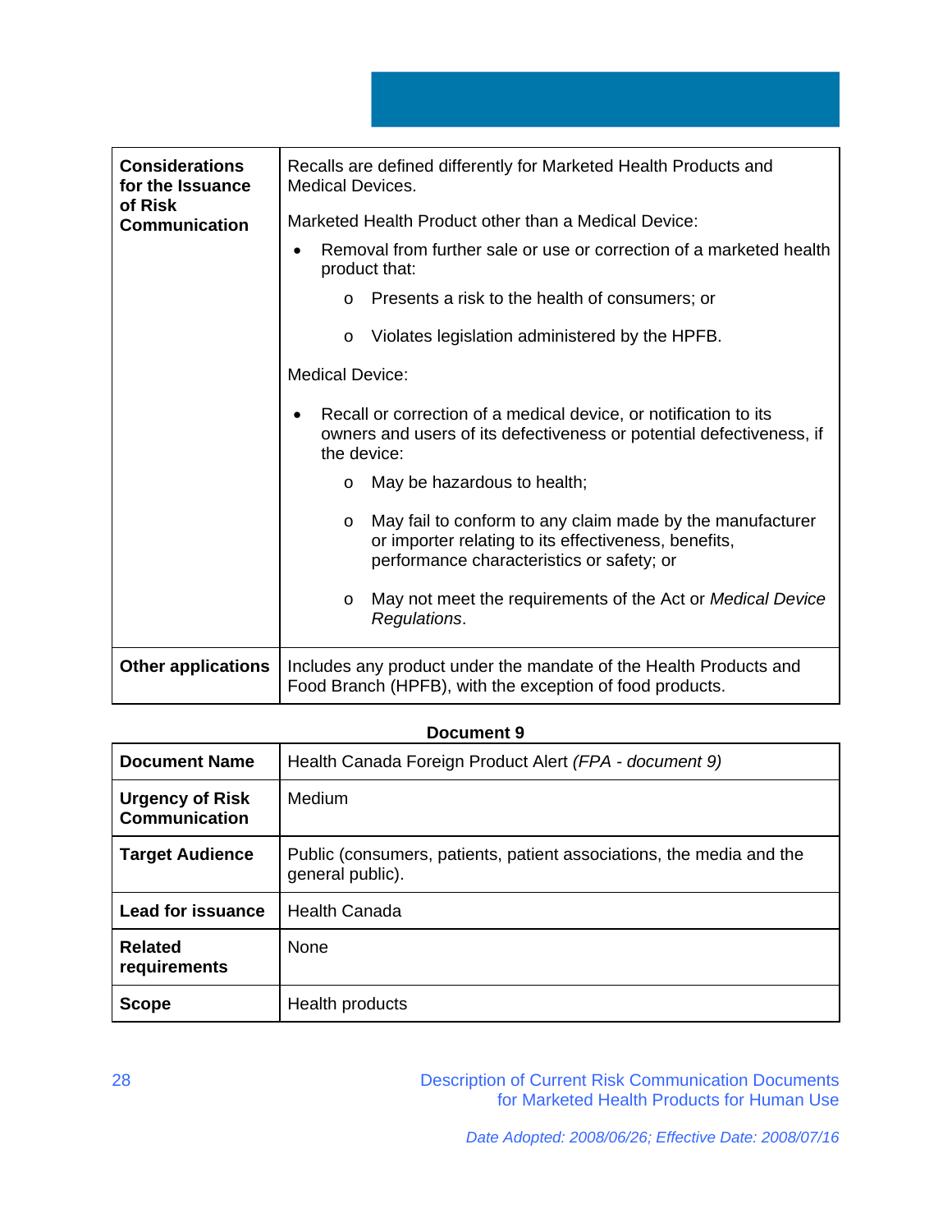| | |
|---|---|
| **Considerations for the Issuance of Risk Communication** | Recalls are defined differently for Marketed Health Products and Medical Devices.<br><br>Marketed Health Product other than a Medical Device:<br><br>• Removal from further sale or use or correction of a marketed health product that:<br>&nbsp;&nbsp;&nbsp;&nbsp;o Presents a risk to the health of consumers; or<br>&nbsp;&nbsp;&nbsp;&nbsp;o Violates legislation administered by the HPFB.<br><br>Medical Device:<br><br>• Recall or correction of a medical device, or notification to its owners and users of its defectiveness or potential defectiveness, if the device:<br>&nbsp;&nbsp;&nbsp;&nbsp;o May be hazardous to health;<br>&nbsp;&nbsp;&nbsp;&nbsp;o May fail to conform to any claim made by the manufacturer or importer relating to its effectiveness, benefits, performance characteristics or safety; or<br>&nbsp;&nbsp;&nbsp;&nbsp;o May not meet the requirements of the Act or *Medical Device Regulations*. |
| **Other applications** | Includes any product under the mandate of the Health Products and Food Branch (HPFB), with the exception of food products. |

**Document 9**

| | |
|---|---|
| **Document Name** | Health Canada Foreign Product Alert *(FPA - document 9)* |
| **Urgency of Risk Communication** | Medium |
| **Target Audience** | Public (consumers, patients, patient associations, the media and the general public). |
| **Lead for issuance** | Health Canada |
| **Related requirements** | None |
| **Scope** | Health products |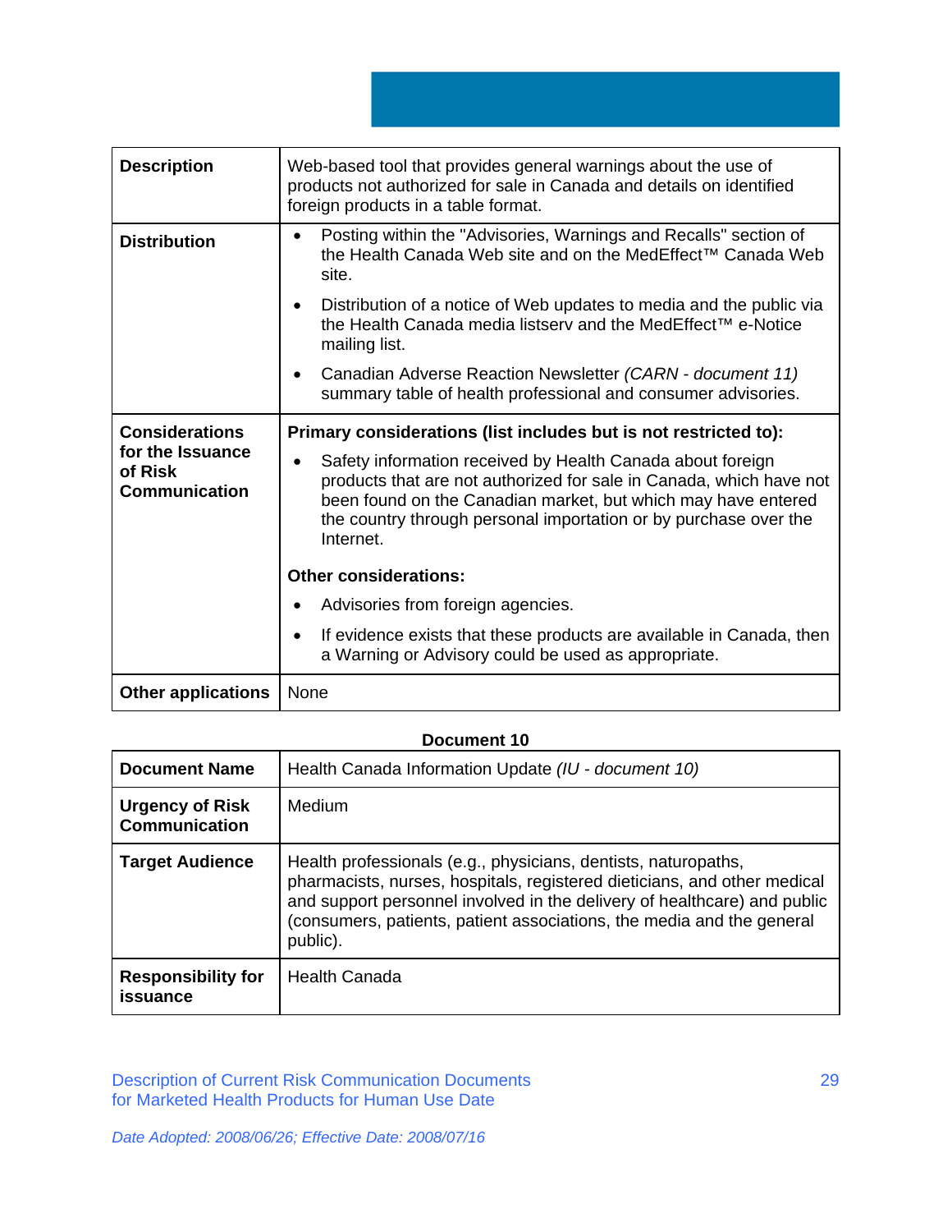| | |
|---|---|
| **Description** | Web-based tool that provides general warnings about the use of products not authorized for sale in Canada and details on identified foreign products in a table format. |
| **Distribution** | • Posting within the "Advisories, Warnings and Recalls" section of the Health Canada Web site and on the MedEffect™ Canada Web site.<br>• Distribution of a notice of Web updates to media and the public via the Health Canada media listserv and the MedEffect™ e-Notice mailing list.<br>• Canadian Adverse Reaction Newsletter *(CARN - document 11)* summary table of health professional and consumer advisories. |
| **Considerations for the Issuance of Risk Communication** | **Primary considerations (list includes but is not restricted to):**<br>• Safety information received by Health Canada about foreign products that are not authorized for sale in Canada, which have not been found on the Canadian market, but which may have entered the country through personal importation or by purchase over the Internet.<br>**Other considerations:**<br>• Advisories from foreign agencies.<br>• If evidence exists that these products are available in Canada, then a Warning or Advisory could be used as appropriate. |
| **Other applications** | None |

**Document 10**

| | |
|---|---|
| **Document Name** | Health Canada Information Update *(IU - document 10)* |
| **Urgency of Risk Communication** | Medium |
| **Target Audience** | Health professionals (e.g., physicians, dentists, naturopaths, pharmacists, nurses, hospitals, registered dieticians, and other medical and support personnel involved in the delivery of healthcare) and public (consumers, patients, patient associations, the media and the general public). |
| **Responsibility for issuance** | Health Canada |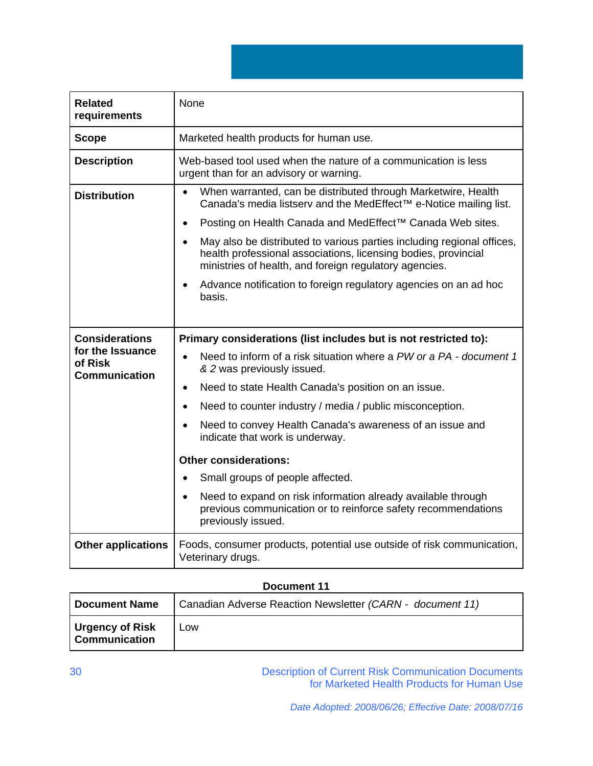| | |
|---|---|
| **Related requirements** | None |
| **Scope** | Marketed health products for human use. |
| **Description** | Web-based tool used when the nature of a communication is less urgent than for an advisory or warning. |
| **Distribution** | • When warranted, can be distributed through Marketwire, Health Canada's media listserv and the MedEffect™ e-Notice mailing list.<br>• Posting on Health Canada and MedEffect™ Canada Web sites.<br>• May also be distributed to various parties including regional offices, health professional associations, licensing bodies, provincial ministries of health, and foreign regulatory agencies.<br>• Advance notification to foreign regulatory agencies on an ad hoc basis. |
| **Considerations for the Issuance of Risk Communication** | **Primary considerations (list includes but is not restricted to):**<br>• Need to inform of a risk situation where a *PW or a PA - document 1 & 2* was previously issued.<br>• Need to state Health Canada's position on an issue.<br>• Need to counter industry / media / public misconception.<br>• Need to convey Health Canada's awareness of an issue and indicate that work is underway.<br>**Other considerations:**<br>• Small groups of people affected.<br>• Need to expand on risk information already available through previous communication or to reinforce safety recommendations previously issued. |
| **Other applications** | Foods, consumer products, potential use outside of risk communication, Veterinary drugs. |

**Document 11**

| | |
|---|---|
| **Document Name** | Canadian Adverse Reaction Newsletter *(CARN - document 11)* |
| **Urgency of Risk Communication** | Low |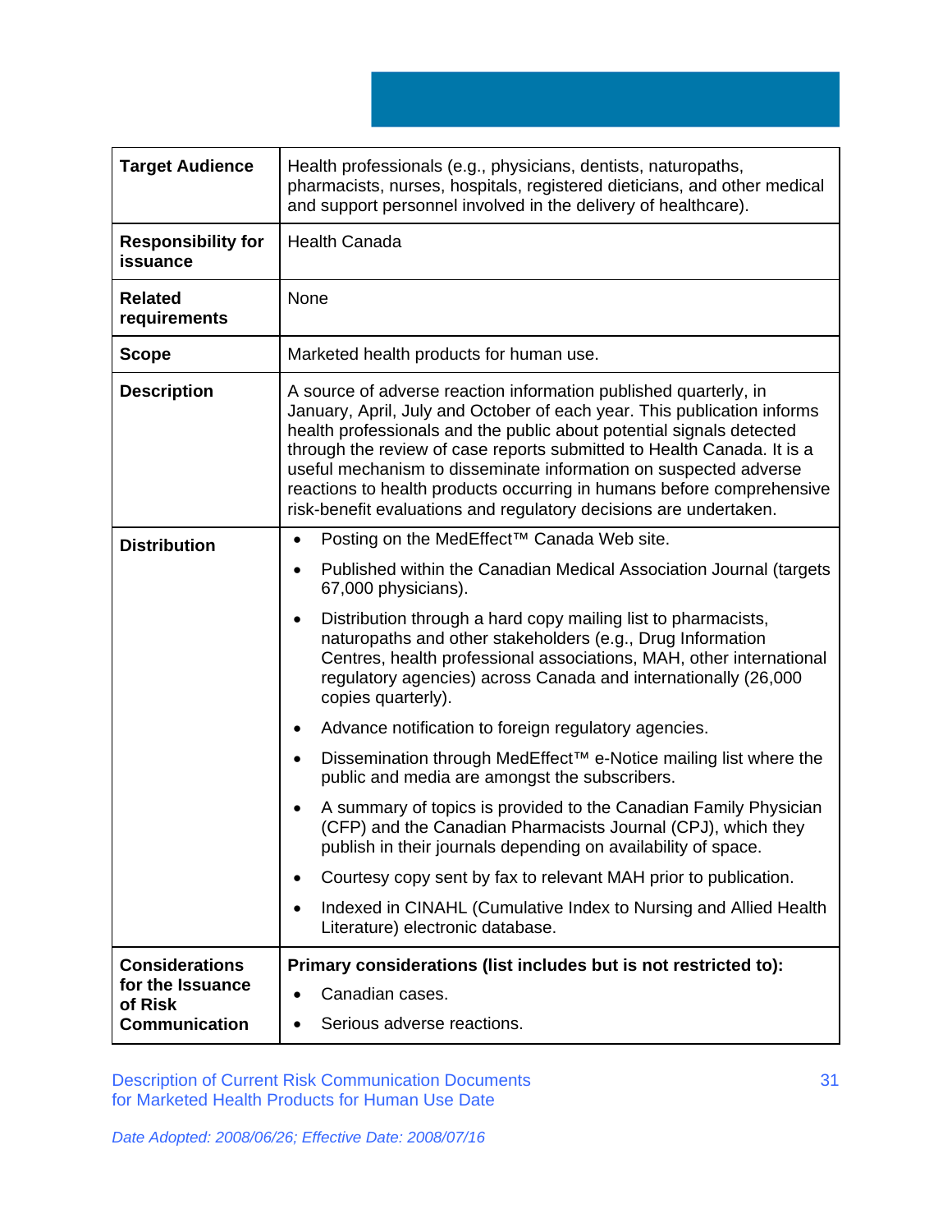| | |
|---|---|
| **Target Audience** | Health professionals (e.g., physicians, dentists, naturopaths, pharmacists, nurses, hospitals, registered dieticians, and other medical and support personnel involved in the delivery of healthcare). |
| **Responsibility for issuance** | Health Canada |
| **Related requirements** | None |
| **Scope** | Marketed health products for human use. |
| **Description** | A source of adverse reaction information published quarterly, in January, April, July and October of each year. This publication informs health professionals and the public about potential signals detected through the review of case reports submitted to Health Canada. It is a useful mechanism to disseminate information on suspected adverse reactions to health products occurring in humans before comprehensive risk-benefit evaluations and regulatory decisions are undertaken. |
| **Distribution** | • Posting on the MedEffect™ Canada Web site.<br>• Published within the Canadian Medical Association Journal (targets 67,000 physicians).<br>• Distribution through a hard copy mailing list to pharmacists, naturopaths and other stakeholders (e.g., Drug Information Centres, health professional associations, MAH, other international regulatory agencies) across Canada and internationally (26,000 copies quarterly).<br>• Advance notification to foreign regulatory agencies.<br>• Dissemination through MedEffect™ e-Notice mailing list where the public and media are amongst the subscribers.<br>• A summary of topics is provided to the Canadian Family Physician (CFP) and the Canadian Pharmacists Journal (CPJ), which they publish in their journals depending on availability of space.<br>• Courtesy copy sent by fax to relevant MAH prior to publication.<br>• Indexed in CINAHL (Cumulative Index to Nursing and Allied Health Literature) electronic database. |
| **Considerations for the Issuance of Risk Communication** | **Primary considerations (list includes but is not restricted to):**<br>• Canadian cases.<br>• Serious adverse reactions. |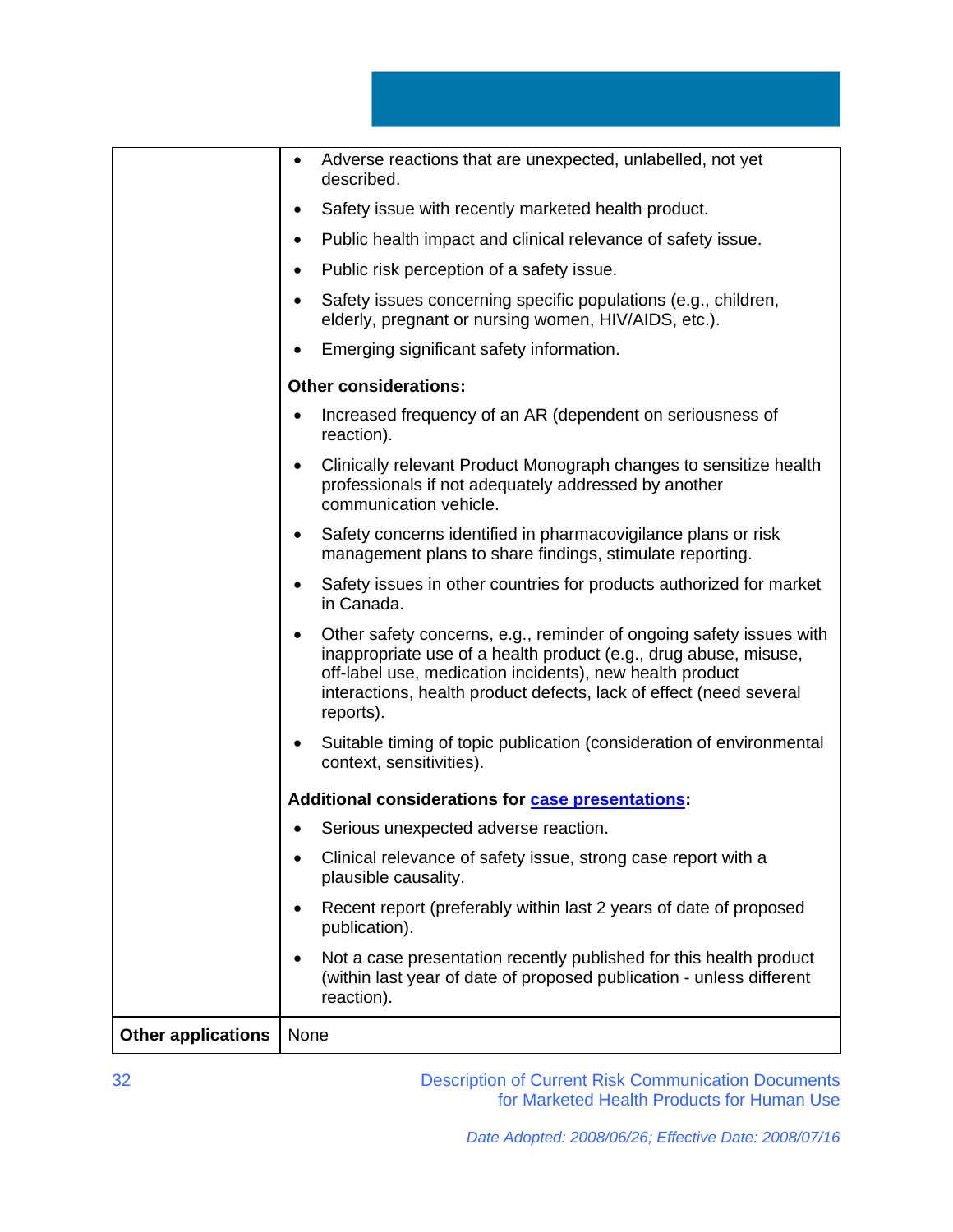| | |
|---|---|
| | • Adverse reactions that are unexpected, unlabelled, not yet described.<br>• Safety issue with recently marketed health product.<br>• Public health impact and clinical relevance of safety issue.<br>• Public risk perception of a safety issue.<br>• Safety issues concerning specific populations (e.g., children, elderly, pregnant or nursing women, HIV/AIDS, etc.).<br>• Emerging significant safety information.<br><br>**Other considerations:**<br>• Increased frequency of an AR (dependent on seriousness of reaction).<br>• Clinically relevant Product Monograph changes to sensitize health professionals if not adequately addressed by another communication vehicle.<br>• Safety concerns identified in pharmacovigilance plans or risk management plans to share findings, stimulate reporting.<br>• Safety issues in other countries for products authorized for market in Canada.<br>• Other safety concerns, e.g., reminder of ongoing safety issues with inappropriate use of a health product (e.g., drug abuse, misuse, off-label use, medication incidents), new health product interactions, health product defects, lack of effect (need several reports).<br>• Suitable timing of topic publication (consideration of environmental context, sensitivities).<br><br>**Additional considerations for case presentations:**<br>• Serious unexpected adverse reaction.<br>• Clinical relevance of safety issue, strong case report with a plausible causality.<br>• Recent report (preferably within last 2 years of date of proposed publication).<br>• Not a case presentation recently published for this health product (within last year of date of proposed publication - unless different reaction). |
| **Other applications** | None |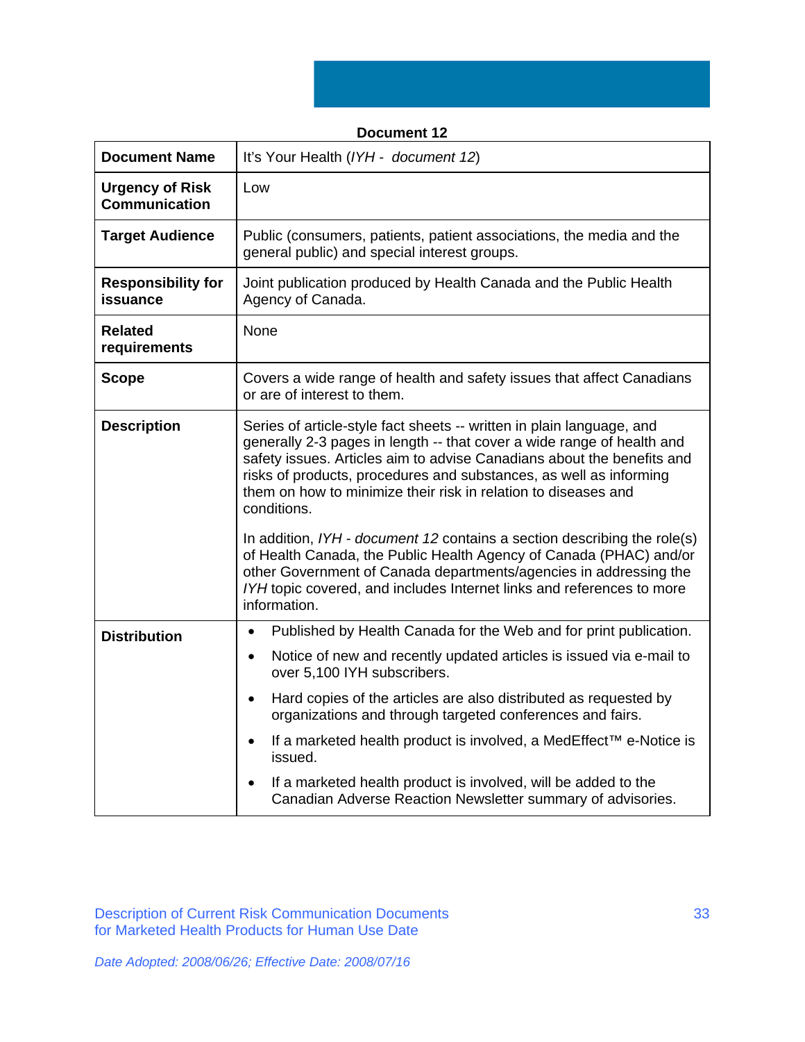**Document 12**

| **Document Name** | It's Your Health (*IYH - document 12*) |
|---|---|
| **Urgency of Risk Communication** | Low |
| **Target Audience** | Public (consumers, patients, patient associations, the media and the general public) and special interest groups. |
| **Responsibility for issuance** | Joint publication produced by Health Canada and the Public Health Agency of Canada. |
| **Related requirements** | None |
| **Scope** | Covers a wide range of health and safety issues that affect Canadians or are of interest to them. |
| **Description** | Series of article-style fact sheets -- written in plain language, and generally 2-3 pages in length -- that cover a wide range of health and safety issues. Articles aim to advise Canadians about the benefits and risks of products, procedures and substances, as well as informing them on how to minimize their risk in relation to diseases and conditions.<br><br>In addition, *IYH - document 12* contains a section describing the role(s) of Health Canada, the Public Health Agency of Canada (PHAC) and/or other Government of Canada departments/agencies in addressing the *IYH* topic covered, and includes Internet links and references to more information. |
| **Distribution** | • Published by Health Canada for the Web and for print publication.<br>• Notice of new and recently updated articles is issued via e-mail to over 5,100 IYH subscribers.<br>• Hard copies of the articles are also distributed as requested by organizations and through targeted conferences and fairs.<br>• If a marketed health product is involved, a MedEffect™ e-Notice is issued.<br>• If a marketed health product is involved, will be added to the Canadian Adverse Reaction Newsletter summary of advisories. |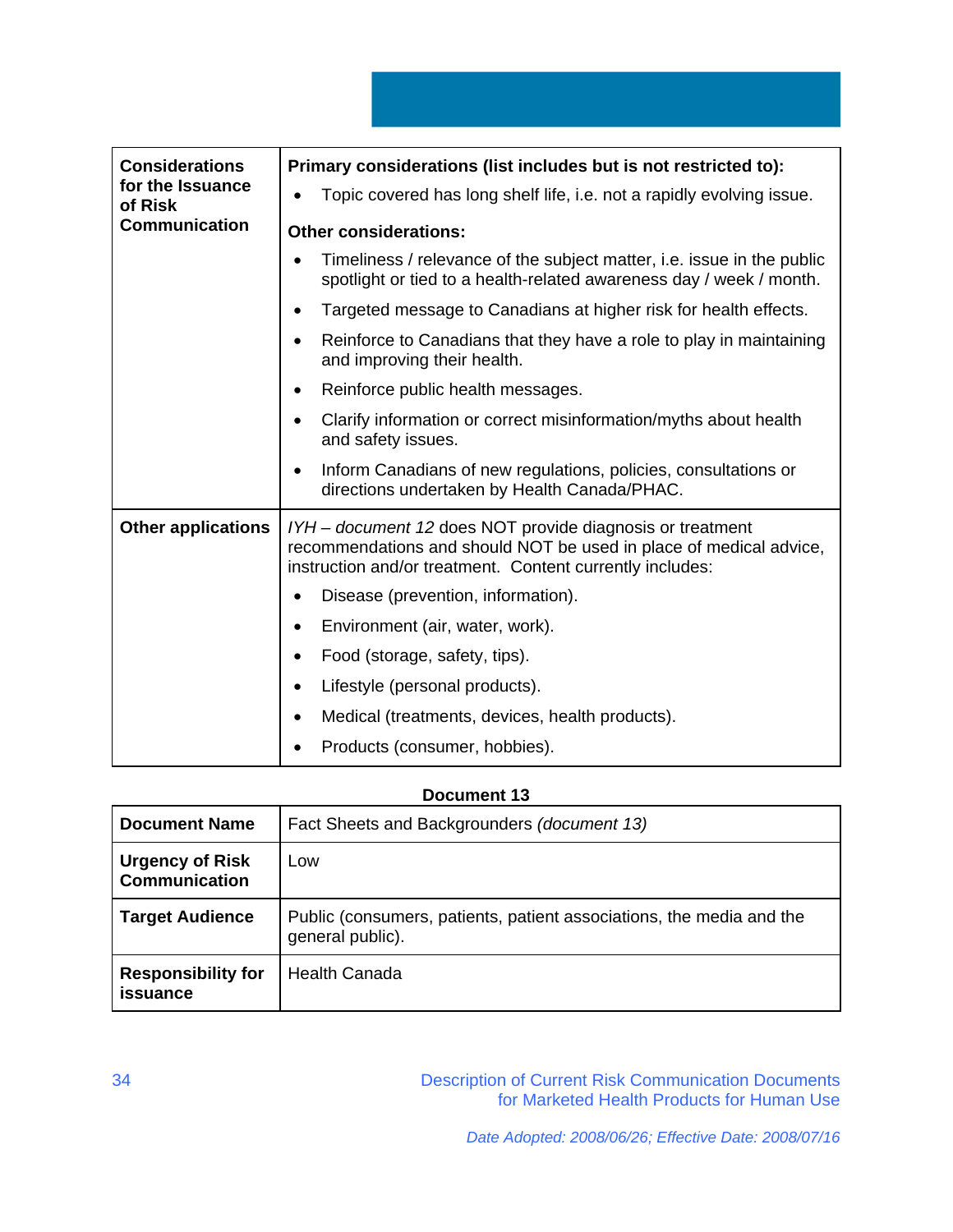| | |
|---|---|
| **Considerations for the Issuance of Risk Communication** | **Primary considerations (list includes but is not restricted to):**<br>• Topic covered has long shelf life, i.e. not a rapidly evolving issue.<br>**Other considerations:**<br>• Timeliness / relevance of the subject matter, i.e. issue in the public spotlight or tied to a health-related awareness day / week / month.<br>• Targeted message to Canadians at higher risk for health effects.<br>• Reinforce to Canadians that they have a role to play in maintaining and improving their health.<br>• Reinforce public health messages.<br>• Clarify information or correct misinformation/myths about health and safety issues.<br>• Inform Canadians of new regulations, policies, consultations or directions undertaken by Health Canada/PHAC. |
| **Other applications** | *IYH – document 12* does NOT provide diagnosis or treatment recommendations and should NOT be used in place of medical advice, instruction and/or treatment. Content currently includes:<br>• Disease (prevention, information).<br>• Environment (air, water, work).<br>• Food (storage, safety, tips).<br>• Lifestyle (personal products).<br>• Medical (treatments, devices, health products).<br>• Products (consumer, hobbies). |

**Document 13**

| | |
|---|---|
| **Document Name** | Fact Sheets and Backgrounders *(document 13)* |
| **Urgency of Risk Communication** | Low |
| **Target Audience** | Public (consumers, patients, patient associations, the media and the general public). |
| **Responsibility for issuance** | Health Canada |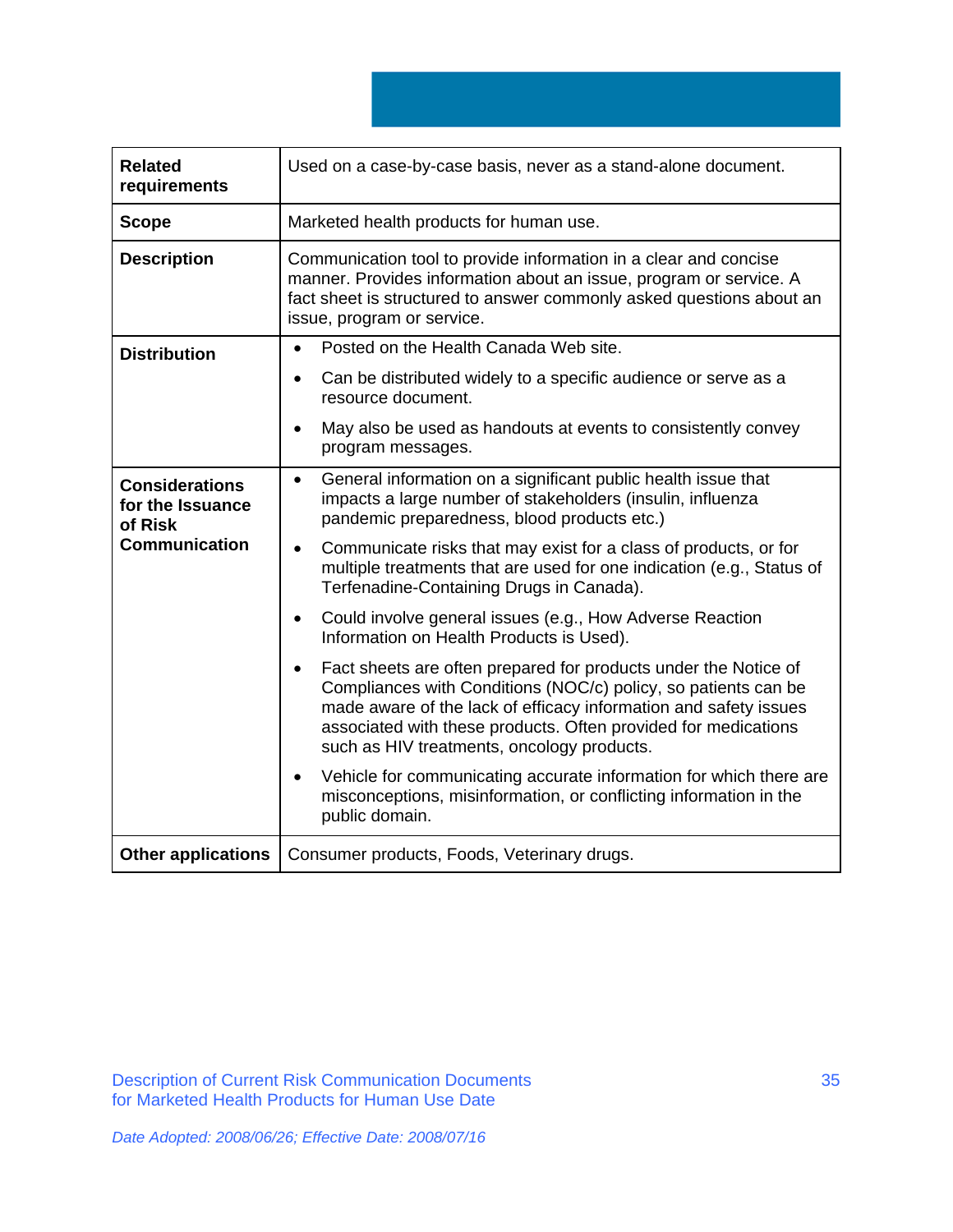| | |
|---|---|
| **Related requirements** | Used on a case-by-case basis, never as a stand-alone document. |
| **Scope** | Marketed health products for human use. |
| **Description** | Communication tool to provide information in a clear and concise manner. Provides information about an issue, program or service. A fact sheet is structured to answer commonly asked questions about an issue, program or service. |
| **Distribution** | • Posted on the Health Canada Web site.<br>• Can be distributed widely to a specific audience or serve as a resource document.<br>• May also be used as handouts at events to consistently convey program messages. |
| **Considerations for the Issuance of Risk Communication** | • General information on a significant public health issue that impacts a large number of stakeholders (insulin, influenza pandemic preparedness, blood products etc.)<br>• Communicate risks that may exist for a class of products, or for multiple treatments that are used for one indication (e.g., Status of Terfenadine-Containing Drugs in Canada).<br>• Could involve general issues (e.g., How Adverse Reaction Information on Health Products is Used).<br>• Fact sheets are often prepared for products under the Notice of Compliances with Conditions (NOC/c) policy, so patients can be made aware of the lack of efficacy information and safety issues associated with these products. Often provided for medications such as HIV treatments, oncology products.<br>• Vehicle for communicating accurate information for which there are misconceptions, misinformation, or conflicting information in the public domain. |
| **Other applications** | Consumer products, Foods, Veterinary drugs. |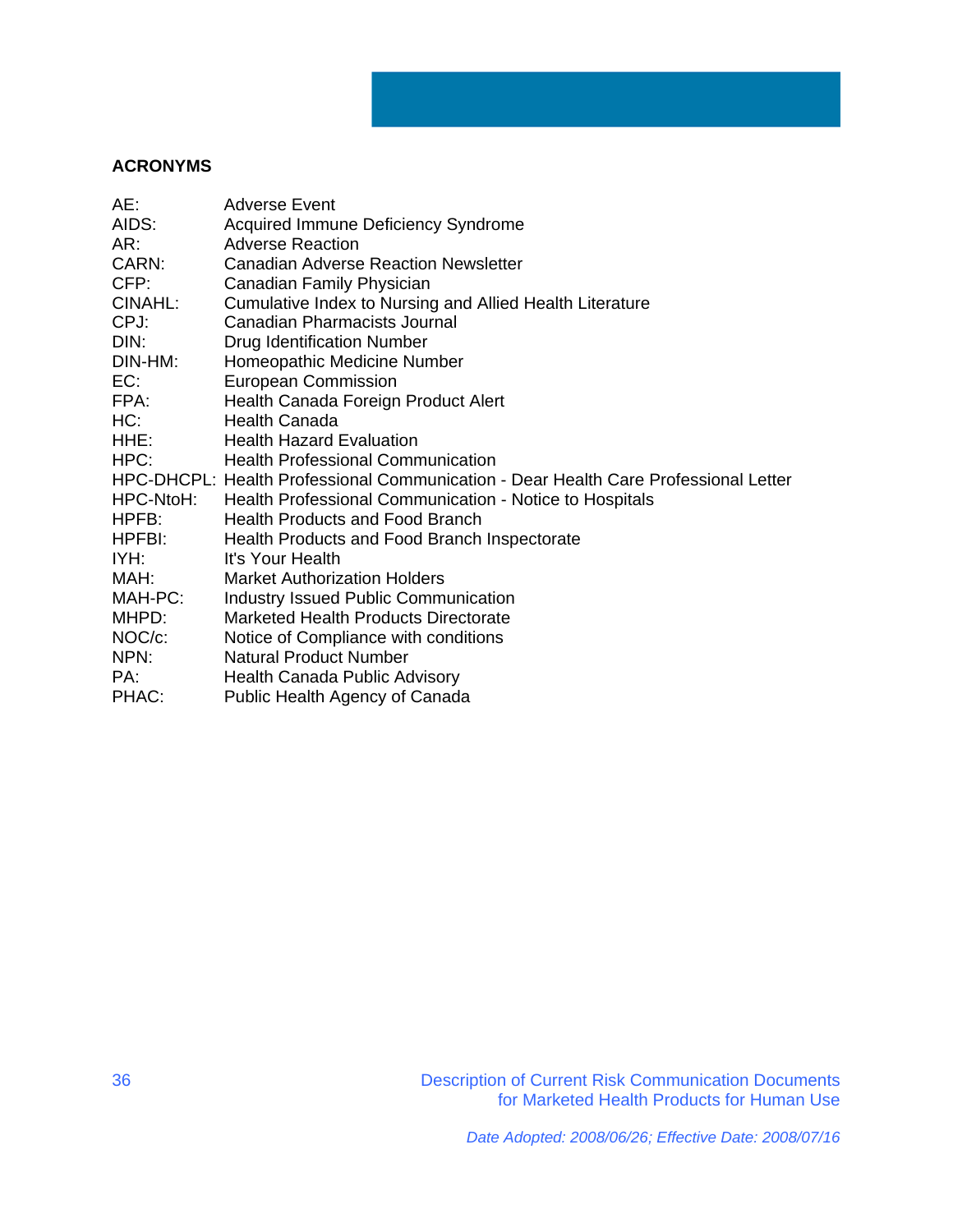## ACRONYMS

AE: Adverse Event
AIDS: Acquired Immune Deficiency Syndrome
AR: Adverse Reaction
CARN: Canadian Adverse Reaction Newsletter
CFP: Canadian Family Physician
CINAHL: Cumulative Index to Nursing and Allied Health Literature
CPJ: Canadian Pharmacists Journal
DIN: Drug Identification Number
DIN-HM: Homeopathic Medicine Number
EC: European Commission
FPA: Health Canada Foreign Product Alert
HC: Health Canada
HHE: Health Hazard Evaluation
HPC: Health Professional Communication
HPC-DHCPL: Health Professional Communication - Dear Health Care Professional Letter
HPC-NtoH: Health Professional Communication - Notice to Hospitals
HPFB: Health Products and Food Branch
HPFBI: Health Products and Food Branch Inspectorate
IYH: It's Your Health
MAH: Market Authorization Holders
MAH-PC: Industry Issued Public Communication
MHPD: Marketed Health Products Directorate
NOC/c: Notice of Compliance with conditions
NPN: Natural Product Number
PA: Health Canada Public Advisory
PHAC: Public Health Agency of Canada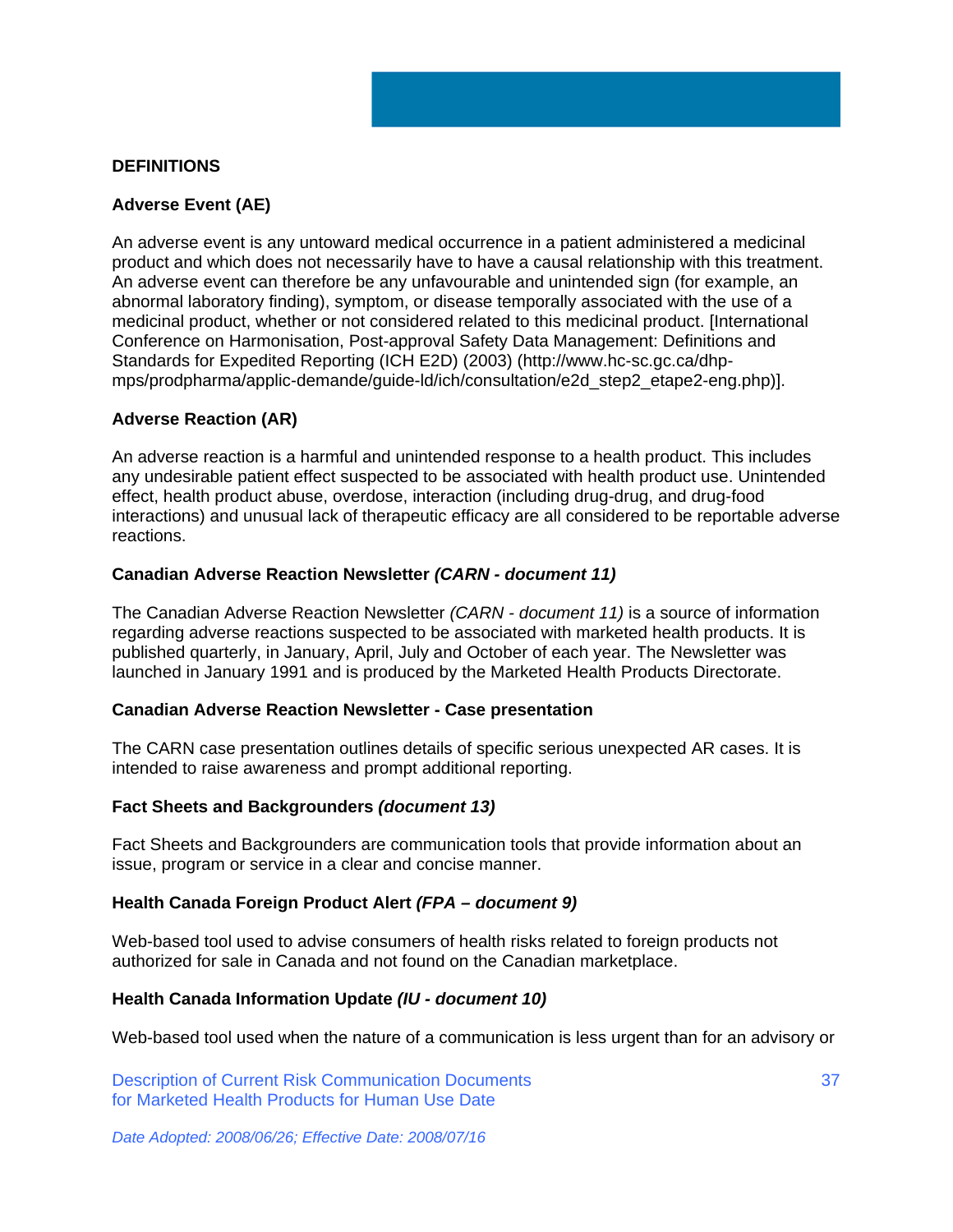## DEFINITIONS

### Adverse Event (AE)

An adverse event is any untoward medical occurrence in a patient administered a medicinal product and which does not necessarily have to have a causal relationship with this treatment. An adverse event can therefore be any unfavourable and unintended sign (for example, an abnormal laboratory finding), symptom, or disease temporally associated with the use of a medicinal product, whether or not considered related to this medicinal product. [International Conference on Harmonisation, Post-approval Safety Data Management: Definitions and Standards for Expedited Reporting (ICH E2D) (2003) (http://www.hc-sc.gc.ca/dhp-mps/prodpharma/applic-demande/guide-ld/ich/consultation/e2d_step2_etape2-eng.php)].

### Adverse Reaction (AR)

An adverse reaction is a harmful and unintended response to a health product. This includes any undesirable patient effect suspected to be associated with health product use. Unintended effect, health product abuse, overdose, interaction (including drug-drug, and drug-food interactions) and unusual lack of therapeutic efficacy are all considered to be reportable adverse reactions.

### Canadian Adverse Reaction Newsletter *(CARN - document 11)*

The Canadian Adverse Reaction Newsletter *(CARN - document 11)* is a source of information regarding adverse reactions suspected to be associated with marketed health products. It is published quarterly, in January, April, July and October of each year. The Newsletter was launched in January 1991 and is produced by the Marketed Health Products Directorate.

### Canadian Adverse Reaction Newsletter - Case presentation

The CARN case presentation outlines details of specific serious unexpected AR cases. It is intended to raise awareness and prompt additional reporting.

### Fact Sheets and Backgrounders *(document 13)*

Fact Sheets and Backgrounders are communication tools that provide information about an issue, program or service in a clear and concise manner.

### Health Canada Foreign Product Alert *(FPA – document 9)*

Web-based tool used to advise consumers of health risks related to foreign products not authorized for sale in Canada and not found on the Canadian marketplace.

### Health Canada Information Update *(IU - document 10)*

Web-based tool used when the nature of a communication is less urgent than for an advisory or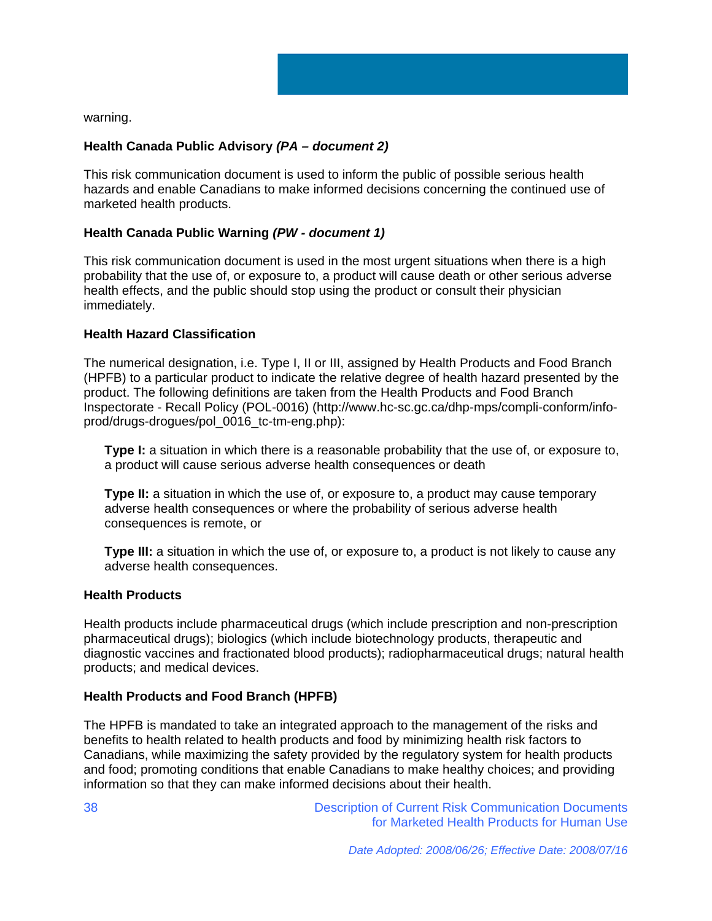warning.

**Health Canada Public Advisory** ***(PA – document 2)***

This risk communication document is used to inform the public of possible serious health hazards and enable Canadians to make informed decisions concerning the continued use of marketed health products.

**Health Canada Public Warning** ***(PW - document 1)***

This risk communication document is used in the most urgent situations when there is a high probability that the use of, or exposure to, a product will cause death or other serious adverse health effects, and the public should stop using the product or consult their physician immediately.

**Health Hazard Classification**

The numerical designation, i.e. Type I, II or III, assigned by Health Products and Food Branch (HPFB) to a particular product to indicate the relative degree of health hazard presented by the product. The following definitions are taken from the Health Products and Food Branch Inspectorate - Recall Policy (POL-0016) (http://www.hc-sc.gc.ca/dhp-mps/compli-conform/info-prod/drugs-drogues/pol_0016_tc-tm-eng.php):

> **Type I:** a situation in which there is a reasonable probability that the use of, or exposure to, a product will cause serious adverse health consequences or death
>
> **Type II:** a situation in which the use of, or exposure to, a product may cause temporary adverse health consequences or where the probability of serious adverse health consequences is remote, or
>
> **Type III:** a situation in which the use of, or exposure to, a product is not likely to cause any adverse health consequences.

**Health Products**

Health products include pharmaceutical drugs (which include prescription and non-prescription pharmaceutical drugs); biologics (which include biotechnology products, therapeutic and diagnostic vaccines and fractionated blood products); radiopharmaceutical drugs; natural health products; and medical devices.

**Health Products and Food Branch (HPFB)**

The HPFB is mandated to take an integrated approach to the management of the risks and benefits to health related to health products and food by minimizing health risk factors to Canadians, while maximizing the safety provided by the regulatory system for health products and food; promoting conditions that enable Canadians to make healthy choices; and providing information so that they can make informed decisions about their health.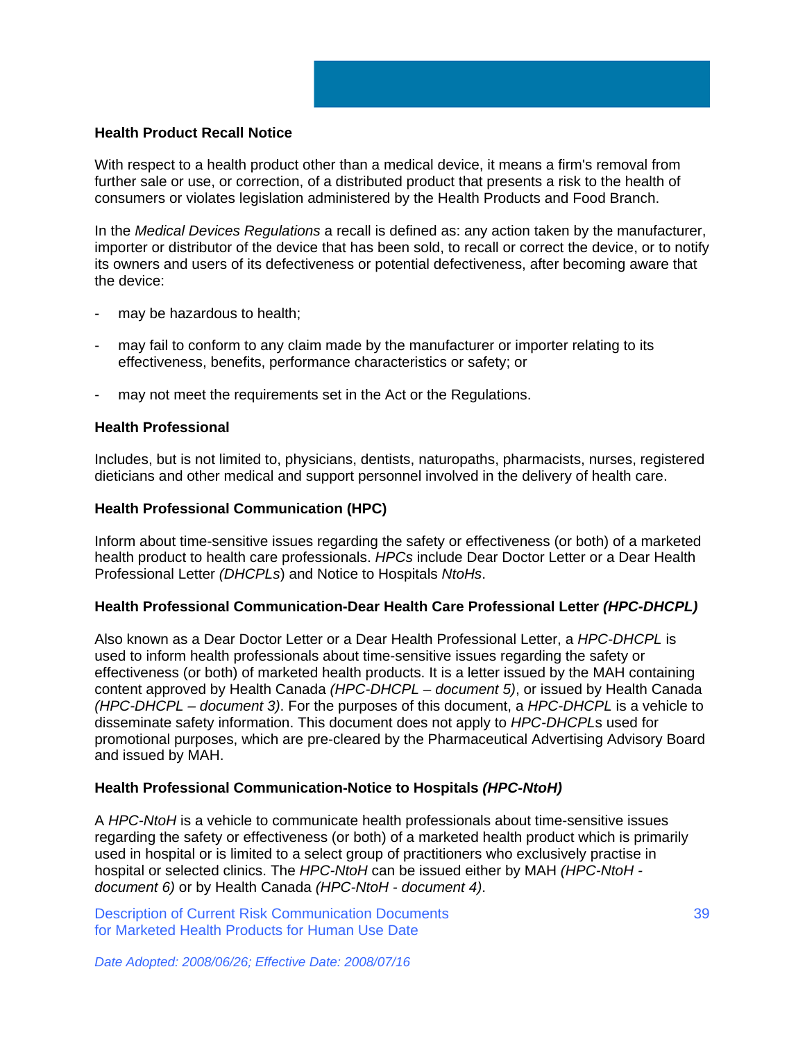**Health Product Recall Notice**

With respect to a health product other than a medical device, it means a firm's removal from further sale or use, or correction, of a distributed product that presents a risk to the health of consumers or violates legislation administered by the Health Products and Food Branch.

In the *Medical Devices Regulations* a recall is defined as: any action taken by the manufacturer, importer or distributor of the device that has been sold, to recall or correct the device, or to notify its owners and users of its defectiveness or potential defectiveness, after becoming aware that the device:

- may be hazardous to health;
- may fail to conform to any claim made by the manufacturer or importer relating to its effectiveness, benefits, performance characteristics or safety; or
- may not meet the requirements set in the Act or the Regulations.

**Health Professional**

Includes, but is not limited to, physicians, dentists, naturopaths, pharmacists, nurses, registered dieticians and other medical and support personnel involved in the delivery of health care.

**Health Professional Communication (HPC)**

Inform about time-sensitive issues regarding the safety or effectiveness (or both) of a marketed health product to health care professionals. *HPCs* include Dear Doctor Letter or a Dear Health Professional Letter *(DHCPLs*) and Notice to Hospitals *NtoHs*.

**Health Professional Communication-Dear Health Care Professional Letter *(HPC-DHCPL)***

Also known as a Dear Doctor Letter or a Dear Health Professional Letter, a *HPC-DHCPL* is used to inform health professionals about time-sensitive issues regarding the safety or effectiveness (or both) of marketed health products. It is a letter issued by the MAH containing content approved by Health Canada *(HPC-DHCPL – document 5)*, or issued by Health Canada *(HPC-DHCPL – document 3)*. For the purposes of this document, a *HPC-DHCPL* is a vehicle to disseminate safety information. This document does not apply to *HPC-DHCPL*s used for promotional purposes, which are pre-cleared by the Pharmaceutical Advertising Advisory Board and issued by MAH.

**Health Professional Communication-Notice to Hospitals *(HPC-NtoH)***

A *HPC-NtoH* is a vehicle to communicate health professionals about time-sensitive issues regarding the safety or effectiveness (or both) of a marketed health product which is primarily used in hospital or is limited to a select group of practitioners who exclusively practise in hospital or selected clinics. The *HPC-NtoH* can be issued either by MAH *(HPC-NtoH - document 6)* or by Health Canada *(HPC-NtoH - document 4)*.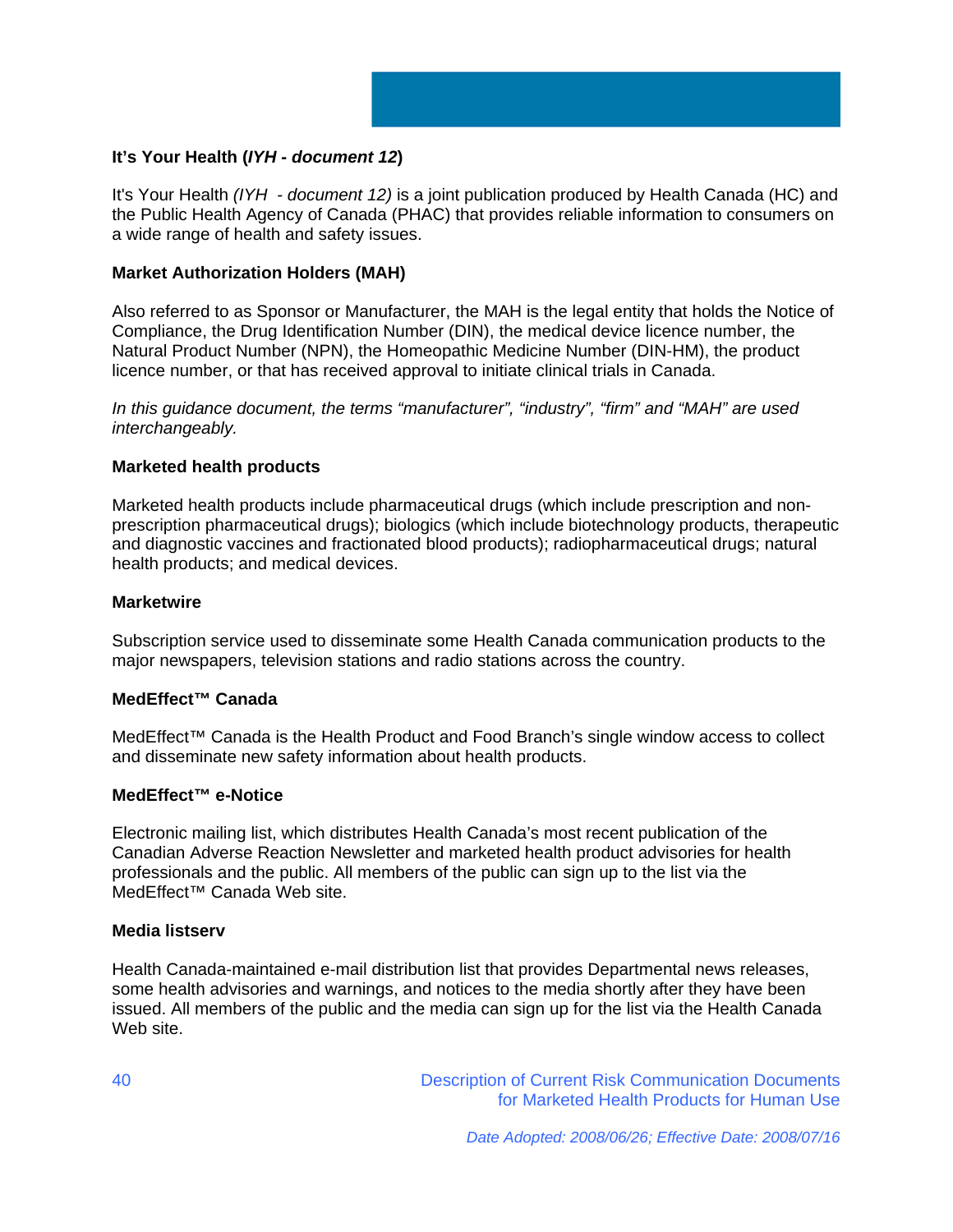**It's Your Health (*IYH - document 12*)**

It's Your Health *(IYH - document 12)* is a joint publication produced by Health Canada (HC) and the Public Health Agency of Canada (PHAC) that provides reliable information to consumers on a wide range of health and safety issues.

**Market Authorization Holders (MAH)**

Also referred to as Sponsor or Manufacturer, the MAH is the legal entity that holds the Notice of Compliance, the Drug Identification Number (DIN), the medical device licence number, the Natural Product Number (NPN), the Homeopathic Medicine Number (DIN-HM), the product licence number, or that has received approval to initiate clinical trials in Canada.

*In this guidance document, the terms "manufacturer", "industry", "firm" and "MAH" are used interchangeably.*

**Marketed health products**

Marketed health products include pharmaceutical drugs (which include prescription and non-prescription pharmaceutical drugs); biologics (which include biotechnology products, therapeutic and diagnostic vaccines and fractionated blood products); radiopharmaceutical drugs; natural health products; and medical devices.

**Marketwire**

Subscription service used to disseminate some Health Canada communication products to the major newspapers, television stations and radio stations across the country.

**MedEffect™ Canada**

MedEffect™ Canada is the Health Product and Food Branch's single window access to collect and disseminate new safety information about health products.

**MedEffect™ e-Notice**

Electronic mailing list, which distributes Health Canada's most recent publication of the Canadian Adverse Reaction Newsletter and marketed health product advisories for health professionals and the public. All members of the public can sign up to the list via the MedEffect™ Canada Web site.

**Media listserv**

Health Canada-maintained e-mail distribution list that provides Departmental news releases, some health advisories and warnings, and notices to the media shortly after they have been issued. All members of the public and the media can sign up for the list via the Health Canada Web site.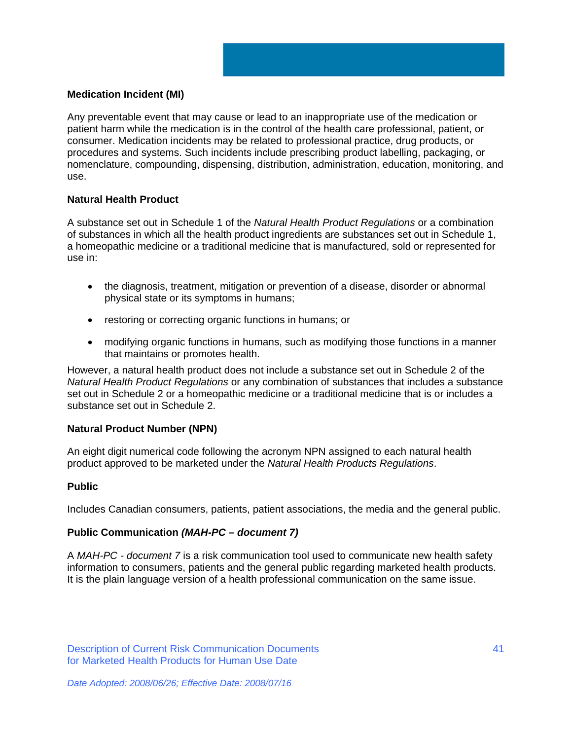### Medication Incident (MI)

Any preventable event that may cause or lead to an inappropriate use of the medication or patient harm while the medication is in the control of the health care professional, patient, or consumer. Medication incidents may be related to professional practice, drug products, or procedures and systems. Such incidents include prescribing product labelling, packaging, or nomenclature, compounding, dispensing, distribution, administration, education, monitoring, and use.

### Natural Health Product

A substance set out in Schedule 1 of the *Natural Health Product Regulations* or a combination of substances in which all the health product ingredients are substances set out in Schedule 1, a homeopathic medicine or a traditional medicine that is manufactured, sold or represented for use in:

- the diagnosis, treatment, mitigation or prevention of a disease, disorder or abnormal physical state or its symptoms in humans;
- restoring or correcting organic functions in humans; or
- modifying organic functions in humans, such as modifying those functions in a manner that maintains or promotes health.

However, a natural health product does not include a substance set out in Schedule 2 of the *Natural Health Product Regulations* or any combination of substances that includes a substance set out in Schedule 2 or a homeopathic medicine or a traditional medicine that is or includes a substance set out in Schedule 2.

### Natural Product Number (NPN)

An eight digit numerical code following the acronym NPN assigned to each natural health product approved to be marketed under the *Natural Health Products Regulations*.

### Public

Includes Canadian consumers, patients, patient associations, the media and the general public.

### Public Communication *(MAH-PC – document 7)*

A *MAH-PC - document 7* is a risk communication tool used to communicate new health safety information to consumers, patients and the general public regarding marketed health products. It is the plain language version of a health professional communication on the same issue.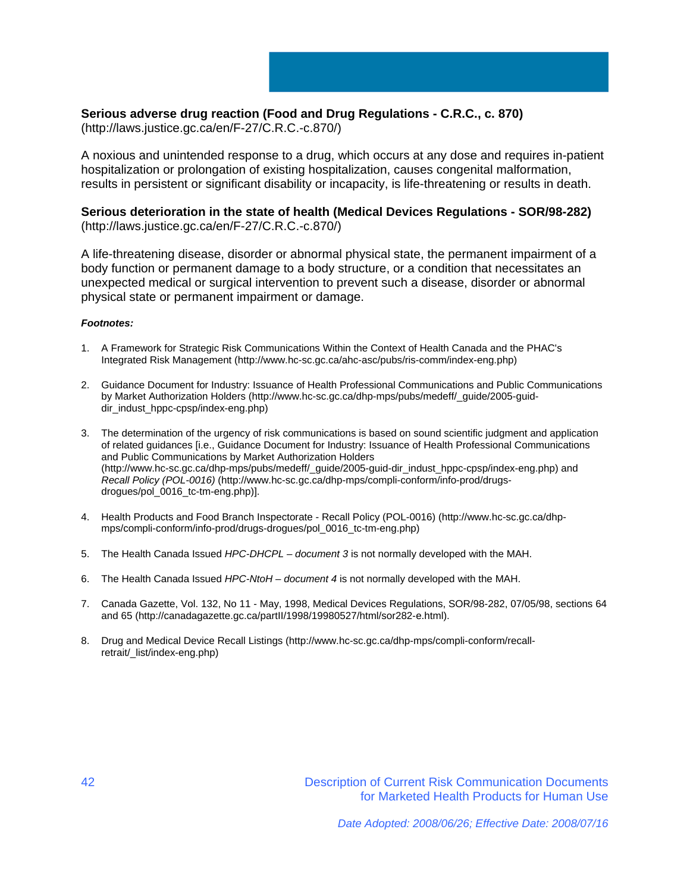**Serious adverse drug reaction (Food and Drug Regulations - C.R.C., c. 870)**
(http://laws.justice.gc.ca/en/F-27/C.R.C.-c.870/)

A noxious and unintended response to a drug, which occurs at any dose and requires in-patient hospitalization or prolongation of existing hospitalization, causes congenital malformation, results in persistent or significant disability or incapacity, is life-threatening or results in death.

**Serious deterioration in the state of health (Medical Devices Regulations - SOR/98-282)**
(http://laws.justice.gc.ca/en/F-27/C.R.C.-c.870/)

A life-threatening disease, disorder or abnormal physical state, the permanent impairment of a body function or permanent damage to a body structure, or a condition that necessitates an unexpected medical or surgical intervention to prevent such a disease, disorder or abnormal physical state or permanent impairment or damage.

***Footnotes:***

1. A Framework for Strategic Risk Communications Within the Context of Health Canada and the PHAC's Integrated Risk Management (http://www.hc-sc.gc.ca/ahc-asc/pubs/ris-comm/index-eng.php)

2. Guidance Document for Industry: Issuance of Health Professional Communications and Public Communications by Market Authorization Holders (http://www.hc-sc.gc.ca/dhp-mps/pubs/medeff/_guide/2005-guid-dir_indust_hppc-cpsp/index-eng.php)

3. The determination of the urgency of risk communications is based on sound scientific judgment and application of related guidances [i.e., Guidance Document for Industry: Issuance of Health Professional Communications and Public Communications by Market Authorization Holders (http://www.hc-sc.gc.ca/dhp-mps/pubs/medeff/_guide/2005-guid-dir_indust_hppc-cpsp/index-eng.php) and *Recall Policy (POL-0016)* (http://www.hc-sc.gc.ca/dhp-mps/compli-conform/info-prod/drugs-drogues/pol_0016_tc-tm-eng.php)].

4. Health Products and Food Branch Inspectorate - Recall Policy (POL-0016) (http://www.hc-sc.gc.ca/dhp-mps/compli-conform/info-prod/drugs-drogues/pol_0016_tc-tm-eng.php)

5. The Health Canada Issued *HPC-DHCPL – document 3* is not normally developed with the MAH.

6. The Health Canada Issued *HPC-NtoH – document 4* is not normally developed with the MAH.

7. Canada Gazette, Vol. 132, No 11 - May, 1998, Medical Devices Regulations, SOR/98-282, 07/05/98, sections 64 and 65 (http://canadagazette.gc.ca/partII/1998/19980527/html/sor282-e.html).

8. Drug and Medical Device Recall Listings (http://www.hc-sc.gc.ca/dhp-mps/compli-conform/recall-retrait/_list/index-eng.php)